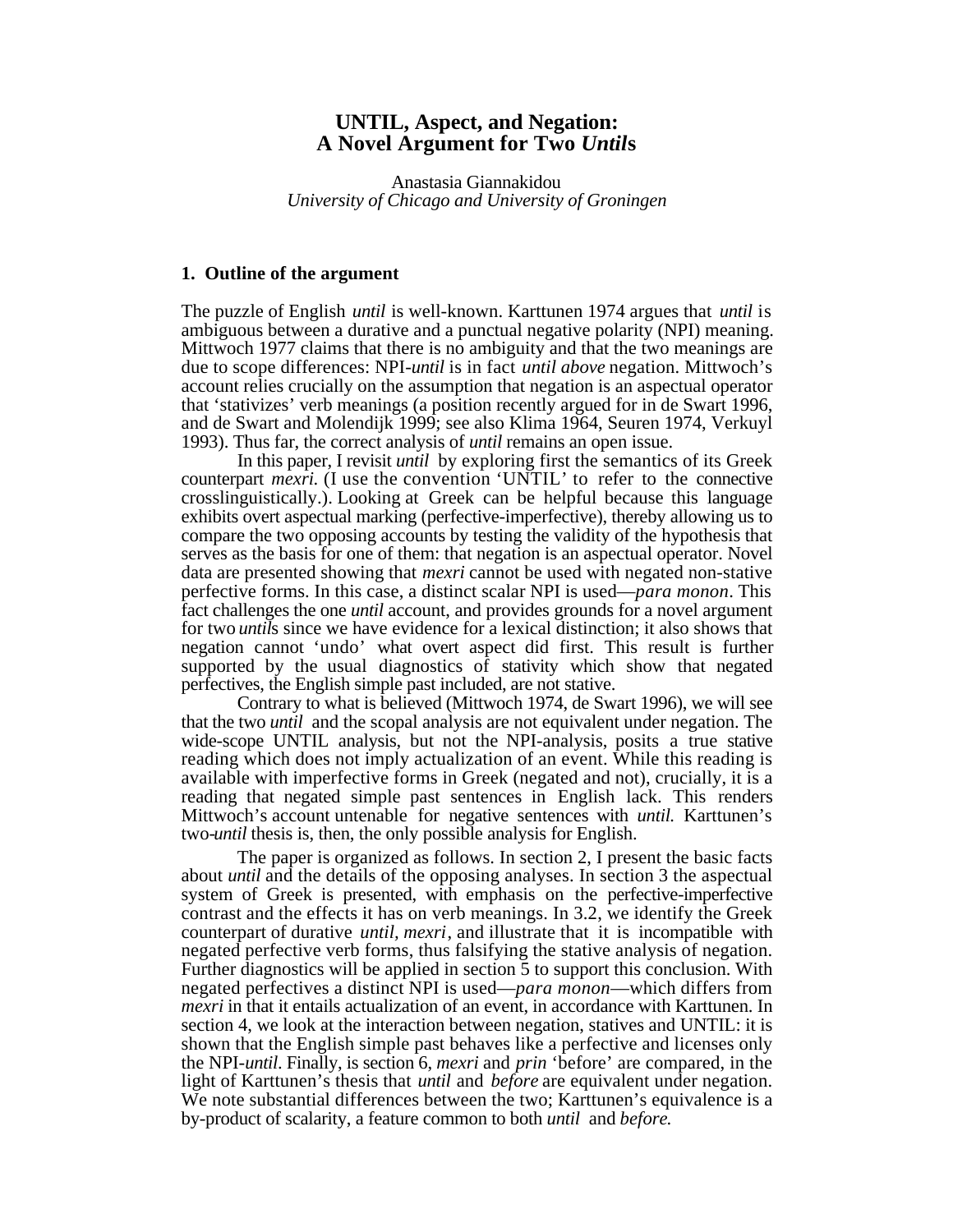# UNTIL, Aspect, and Negation: A Novel Argument for Two *Until*s

Anastasia Giannakidou
*University of Chicago and University of Groningen*

## 1. Outline of the argument

The puzzle of English *until* is well-known. Karttunen 1974 argues that *until* is ambiguous between a durative and a punctual negative polarity (NPI) meaning. Mittwoch 1977 claims that there is no ambiguity and that the two meanings are due to scope differences: NPI-*until* is in fact *until above* negation. Mittwoch's account relies crucially on the assumption that negation is an aspectual operator that 'stativizes' verb meanings (a position recently argued for in de Swart 1996, and de Swart and Molendijk 1999; see also Klima 1964, Seuren 1974, Verkuyl 1993). Thus far, the correct analysis of *until* remains an open issue.

In this paper, I revisit *until* by exploring first the semantics of its Greek counterpart *mexri.* (I use the convention 'UNTIL' to refer to the connective crosslinguistically.). Looking at Greek can be helpful because this language exhibits overt aspectual marking (perfective-imperfective), thereby allowing us to compare the two opposing accounts by testing the validity of the hypothesis that serves as the basis for one of them: that negation is an aspectual operator. Novel data are presented showing that *mexri* cannot be used with negated non-stative perfective forms. In this case, a distinct scalar NPI is used—*para monon*. This fact challenges the one *until* account, and provides grounds for a novel argument for two *until*s since we have evidence for a lexical distinction; it also shows that negation cannot 'undo' what overt aspect did first. This result is further supported by the usual diagnostics of stativity which show that negated perfectives, the English simple past included, are not stative.

Contrary to what is believed (Mittwoch 1974, de Swart 1996), we will see that the two *until* and the scopal analysis are not equivalent under negation. The wide-scope UNTIL analysis, but not the NPI-analysis, posits a true stative reading which does not imply actualization of an event. While this reading is available with imperfective forms in Greek (negated and not), crucially, it is a reading that negated simple past sentences in English lack. This renders Mittwoch's account untenable for negative sentences with *until.* Karttunen's two-*until* thesis is, then, the only possible analysis for English.

The paper is organized as follows. In section 2, I present the basic facts about *until* and the details of the opposing analyses. In section 3 the aspectual system of Greek is presented, with emphasis on the perfective-imperfective contrast and the effects it has on verb meanings. In 3.2, we identify the Greek counterpart of durative *until*, *mexri*, and illustrate that it is incompatible with negated perfective verb forms, thus falsifying the stative analysis of negation. Further diagnostics will be applied in section 5 to support this conclusion. With negated perfectives a distinct NPI is used—*para monon*—which differs from *mexri* in that it entails actualization of an event, in accordance with Karttunen. In section 4, we look at the interaction between negation, statives and UNTIL: it is shown that the English simple past behaves like a perfective and licenses only the NPI-*until*. Finally, is section 6, *mexri* and *prin* 'before' are compared, in the light of Karttunen's thesis that *until* and *before* are equivalent under negation. We note substantial differences between the two; Karttunen's equivalence is a by-product of scalarity, a feature common to both *until* and *before.*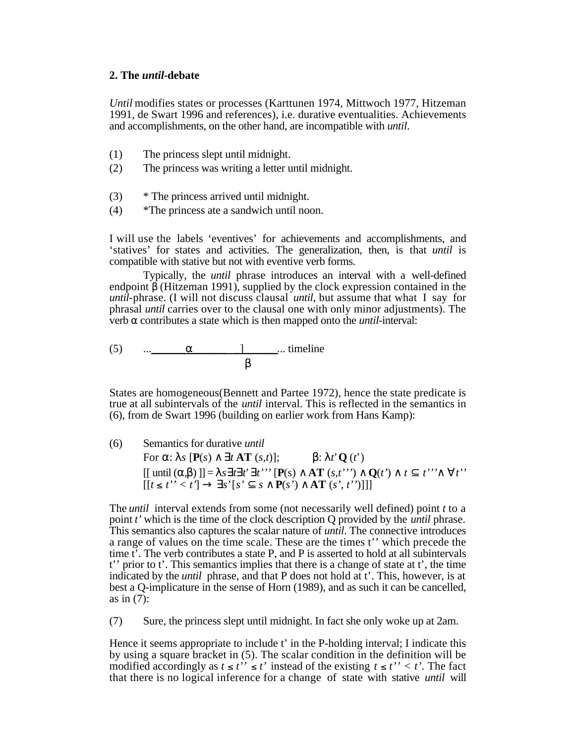## 2. The *until*-debate

*Until* modifies states or processes (Karttunen 1974, Mittwoch 1977, Hitzeman 1991, de Swart 1996 and references), i.e. durative eventualities. Achievements and accomplishments, on the other hand, are incompatible with *until*.

(1) The princess slept until midnight.
(2) The princess was writing a letter until midnight.

(3) * The princess arrived until midnight.
(4) *The princess ate a sandwich until noon.

I will use the labels 'eventives' for achievements and accomplishments, and 'statives' for states and activities. The generalization, then, is that *until* is compatible with stative but not with eventive verb forms.

Typically, the *until* phrase introduces an interval with a well-defined endpoint β (Hitzeman 1991), supplied by the clock expression contained in the *until*-phrase. (I will not discuss clausal *until*, but assume that what I say for phrasal *until* carries over to the clausal one with only minor adjustments). The verb α contributes a state which is then mapped onto the *until*-interval:

(5) ...\_\_\_\_\_\_α\_\_\_\_\_\_\_]\_\_\_\_\_\_... timeline
β

States are homogeneous(Bennett and Partee 1972), hence the state predicate is true at all subintervals of the *until* interval. This is reflected in the semantics in (6), from de Swart 1996 (building on earlier work from Hans Kamp):

(6) Semantics for durative *until*
For α: $\lambda s\, [\mathbf{P}(s) \wedge \exists t\, \mathbf{AT}\, (s,t)]$; β: $\lambda t'\, \mathbf{Q}\, (t')$
$[[\text{ until }(\alpha,\beta)\, ]] = \lambda s \exists t \exists t' \exists t'''\, [\mathbf{P}(s) \wedge \mathbf{AT}\, (s,t''') \wedge \mathbf{Q}(t') \wedge t \subseteq t''' \wedge \forall t''\, [[t \leq t'' < t'] \rightarrow \exists s' [s' \subseteq s \wedge \mathbf{P}(s') \wedge \mathbf{AT}\, (s', t'')]]]$

The *until* interval extends from some (not necessarily well defined) point *t* to a point *t'* which is the time of the clock description Q provided by the *until* phrase. This semantics also captures the scalar nature of *until*. The connective introduces a range of values on the time scale. These are the times t'' which precede the time t'. The verb contributes a state P, and P is asserted to hold at all subintervals t'' prior to t'. This semantics implies that there is a change of state at t', the time indicated by the *until* phrase, and that P does not hold at t'. This, however, is at best a Q-implicature in the sense of Horn (1989), and as such it can be cancelled, as in (7):

(7) Sure, the princess slept until midnight. In fact she only woke up at 2am.

Hence it seems appropriate to include t' in the P-holding interval; I indicate this by using a square bracket in (5). The scalar condition in the definition will be modified accordingly as $t \leq t'' \leq t'$ instead of the existing $t \leq t'' < t'$. The fact that there is no logical inference for a change of state with stative *until* will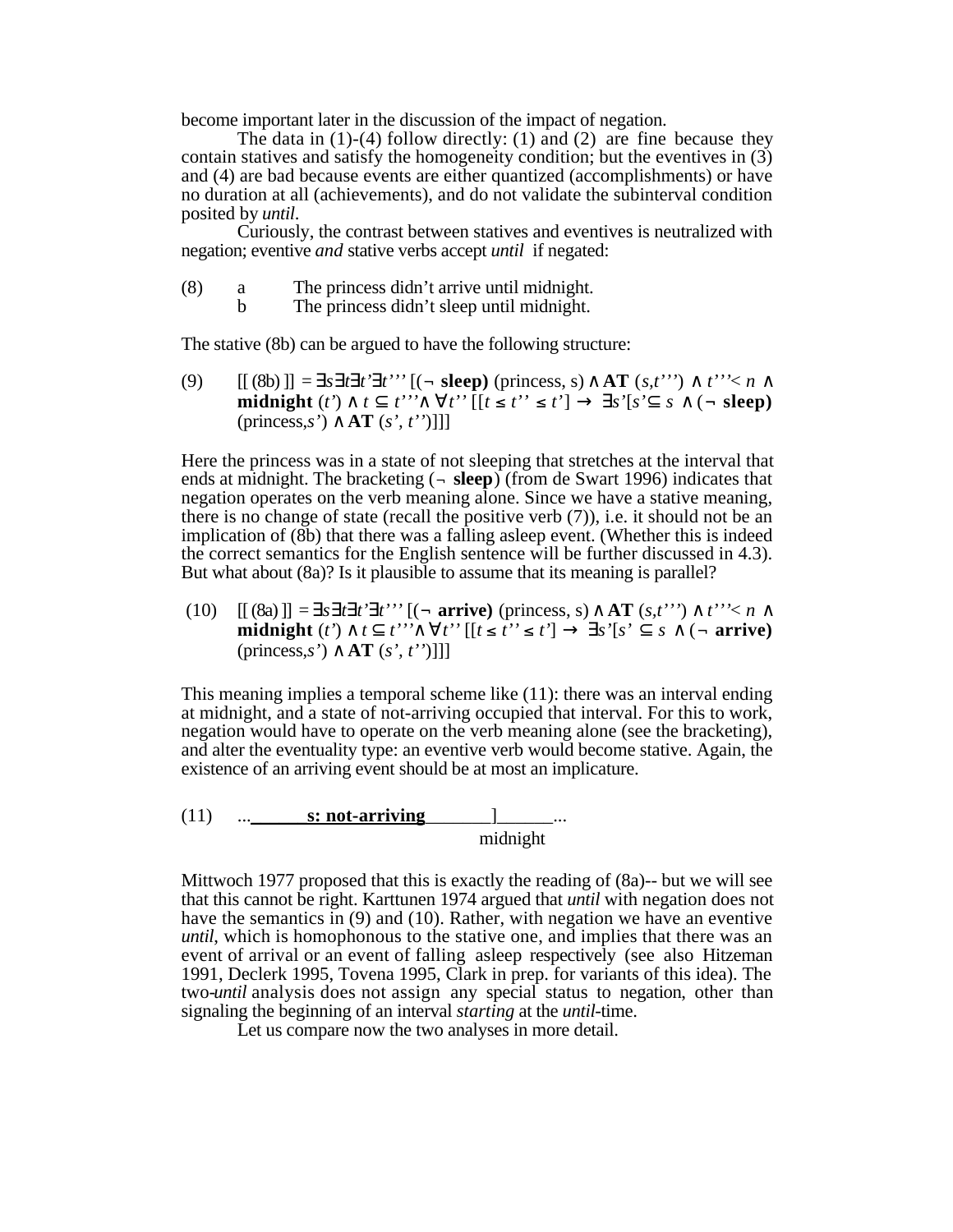become important later in the discussion of the impact of negation.

The data in (1)-(4) follow directly: (1) and (2) are fine because they contain statives and satisfy the homogeneity condition; but the eventives in (3) and (4) are bad because events are either quantized (accomplishments) or have no duration at all (achievements), and do not validate the subinterval condition posited by *until*.

Curiously, the contrast between statives and eventives is neutralized with negation; eventive *and* stative verbs accept *until* if negated:

(8) a The princess didn't arrive until midnight.
  b The princess didn't sleep until midnight.

The stative (8b) can be argued to have the following structure:

(9) $[\![ (8b) ]\!] = \exists s \exists t \exists t' \exists t''' \, [(\neg\, \textbf{sleep})\, (\text{princess}, s) \wedge \textbf{AT}\, (s, t''') \wedge t''' < n \wedge \textbf{midnight}\, (t') \wedge t \subseteq t''' \wedge \forall t'' \, [[t \leq t'' \leq t'] \rightarrow \exists s' [s' \subseteq s \wedge (\neg\, \textbf{sleep})\, (\text{princess}, s') \wedge \textbf{AT}\, (s', t'')]]]$

Here the princess was in a state of not sleeping that stretches at the interval that ends at midnight. The bracketing (¬ **sleep**) (from de Swart 1996) indicates that negation operates on the verb meaning alone. Since we have a stative meaning, there is no change of state (recall the positive verb (7)), i.e. it should not be an implication of (8b) that there was a falling asleep event. (Whether this is indeed the correct semantics for the English sentence will be further discussed in 4.3). But what about (8a)? Is it plausible to assume that its meaning is parallel?

(10) $[\![ (8a) ]\!] = \exists s \exists t \exists t' \exists t''' \, [(\neg\, \textbf{arrive})\, (\text{princess}, s) \wedge \textbf{AT}\, (s, t''') \wedge t''' < n \wedge \textbf{midnight}\, (t') \wedge t \subseteq t''' \wedge \forall t'' \, [[t \leq t'' \leq t'] \rightarrow \exists s' [s' \subseteq s \wedge (\neg\, \textbf{arrive})\, (\text{princess}, s') \wedge \textbf{AT}\, (s', t'')]]]$

This meaning implies a temporal scheme like (11): there was an interval ending at midnight, and a state of not-arriving occupied that interval. For this to work, negation would have to operate on the verb meaning alone (see the bracketing), and alter the eventuality type: an eventive verb would become stative. Again, the existence of an arriving event should be at most an implicature.

(11) ...\_\_\_\_\_\_**s: not-arriving**\_\_\_\_\_\_\_]\_\_\_\_\_\_...
                                      midnight

Mittwoch 1977 proposed that this is exactly the reading of (8a)-- but we will see that this cannot be right. Karttunen 1974 argued that *until* with negation does not have the semantics in (9) and (10). Rather, with negation we have an eventive *until*, which is homophonous to the stative one, and implies that there was an event of arrival or an event of falling asleep respectively (see also Hitzeman 1991, Declerk 1995, Tovena 1995, Clark in prep. for variants of this idea). The two-*until* analysis does not assign any special status to negation, other than signaling the beginning of an interval *starting* at the *until*-time.

Let us compare now the two analyses in more detail.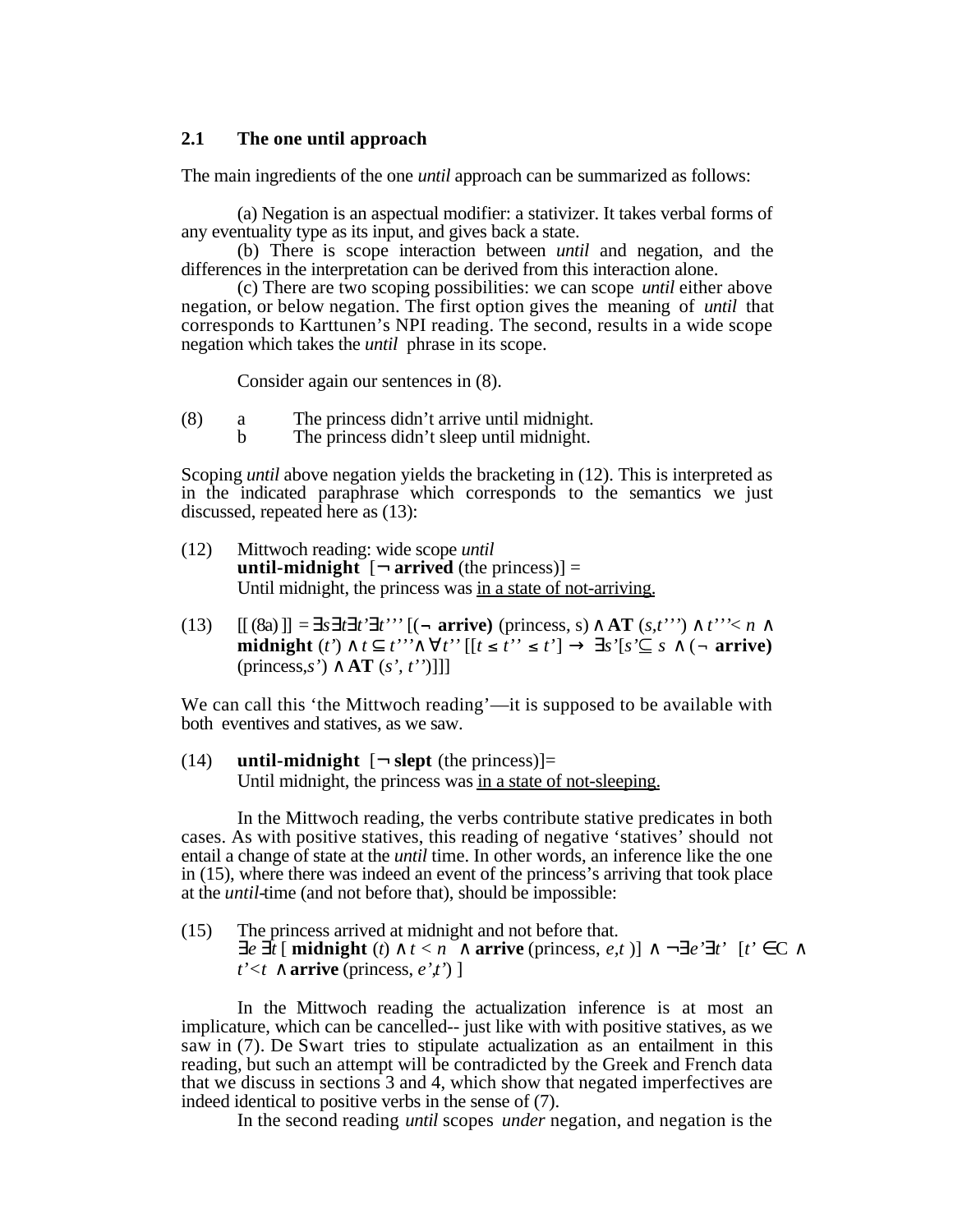## 2.1 The one until approach

The main ingredients of the one *until* approach can be summarized as follows:

(a) Negation is an aspectual modifier: a stativizer. It takes verbal forms of any eventuality type as its input, and gives back a state.

(b) There is scope interaction between *until* and negation, and the differences in the interpretation can be derived from this interaction alone.

(c) There are two scoping possibilities: we can scope *until* either above negation, or below negation. The first option gives the meaning of *until* that corresponds to Karttunen's NPI reading. The second, results in a wide scope negation which takes the *until* phrase in its scope.

Consider again our sentences in (8).

(8) a The princess didn't arrive until midnight.
 b The princess didn't sleep until midnight.

Scoping *until* above negation yields the bracketing in (12). This is interpreted as in the indicated paraphrase which corresponds to the semantics we just discussed, repeated here as (13):

(12) Mittwoch reading: wide scope *until*
**until-midnight** [¬ **arrived** (the princess)] =
Until midnight, the princess was in a state of not-arriving.

(13) $[[\,(8a)\,]] = \exists s \exists t \exists t' \exists t''' \, [(\neg\ \mathbf{arrive})\ (\text{princess}, s) \wedge \mathbf{AT}\ (s,t''') \wedge t''' < n \wedge \mathbf{midnight}\ (t') \wedge t \subseteq t''' \wedge \forall t''\, [[t \leq t'' \leq t'] \rightarrow \exists s' [s' \subseteq s \wedge (\neg\ \mathbf{arrive})\ (\text{princess}, s') \wedge \mathbf{AT}\ (s', t'')]]]$

We can call this 'the Mittwoch reading'—it is supposed to be available with both eventives and statives, as we saw.

(14) **until-midnight** [¬ **slept** (the princess)]=
Until midnight, the princess was in a state of not-sleeping.

In the Mittwoch reading, the verbs contribute stative predicates in both cases. As with positive statives, this reading of negative 'statives' should not entail a change of state at the *until* time. In other words, an inference like the one in (15), where there was indeed an event of the princess's arriving that took place at the *until*-time (and not before that), should be impossible:

(15) The princess arrived at midnight and not before that.
$\exists e \exists t\, [\ \mathbf{midnight}\ (t) \wedge t < n \ \wedge \mathbf{arrive}\ (\text{princess}, e,t\,)] \wedge \neg \exists e' \exists t' \ [t' \in C \wedge t' < t \ \wedge \mathbf{arrive}\ (\text{princess}, e',t')\ ]$

In the Mittwoch reading the actualization inference is at most an implicature, which can be cancelled-- just like with with positive statives, as we saw in (7). De Swart tries to stipulate actualization as an entailment in this reading, but such an attempt will be contradicted by the Greek and French data that we discuss in sections 3 and 4, which show that negated imperfectives are indeed identical to positive verbs in the sense of (7).

In the second reading *until* scopes *under* negation, and negation is the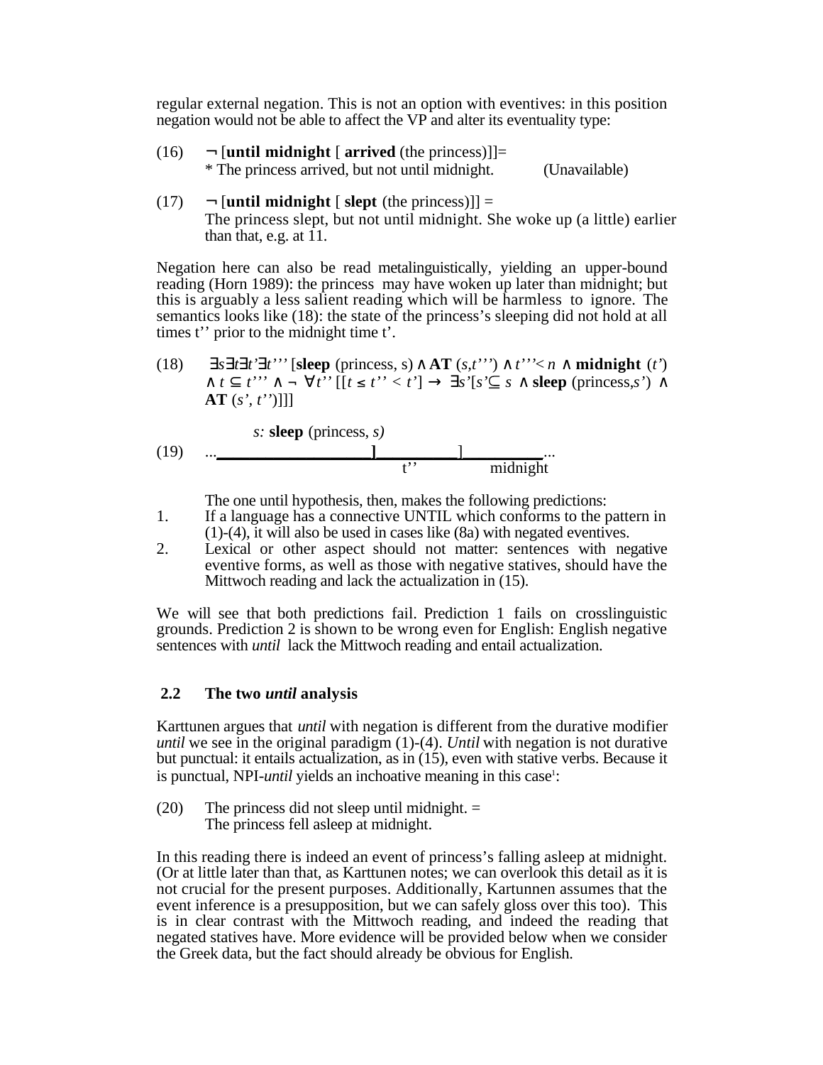regular external negation. This is not an option with eventives: in this position negation would not be able to affect the VP and alter its eventuality type:

(16) $\neg$ [**until midnight** [ **arrived** (the princess)]]=
* The princess arrived, but not until midnight. (Unavailable)

(17) $\neg$ [**until midnight** [ **slept** (the princess)]] =
The princess slept, but not until midnight. She woke up (a little) earlier than that, e.g. at 11.

Negation here can also be read metalinguistically, yielding an upper-bound reading (Horn 1989): the princess may have woken up later than midnight; but this is arguably a less salient reading which will be harmless to ignore. The semantics looks like (18): the state of the princess's sleeping did not hold at all times t'' prior to the midnight time t'.

(18) $\exists s \exists t \exists t' \exists t'''$ [**sleep** (princess, s) $\wedge$ **AT** $(s,t''')$ $\wedge$ $t''' < n$ $\wedge$ **midnight** $(t')$ $\wedge$ $t \subseteq t'''$ $\wedge$ $\neg$ $\forall t''$ $[[t \leq t'' < t'] \rightarrow \exists s'[s' \subseteq s$ $\wedge$ **sleep** (princess,$s'$) $\wedge$ **AT** $(s', t'')]]]$

(19)
```
            s: sleep (princess, s)
...____________________]__________]__________...
                       t''        midnight
```

The one until hypothesis, then, makes the following predictions:

1. If a language has a connective UNTIL which conforms to the pattern in (1)-(4), it will also be used in cases like (8a) with negated eventives.
2. Lexical or other aspect should not matter: sentences with negative eventive forms, as well as those with negative statives, should have the Mittwoch reading and lack the actualization in (15).

We will see that both predictions fail. Prediction 1 fails on crosslinguistic grounds. Prediction 2 is shown to be wrong even for English: English negative sentences with *until* lack the Mittwoch reading and entail actualization.

## 2.2 The two *until* analysis

Karttunen argues that *until* with negation is different from the durative modifier *until* we see in the original paradigm (1)-(4). *Until* with negation is not durative but punctual: it entails actualization, as in (15), even with stative verbs. Because it is punctual, NPI-*until* yields an inchoative meaning in this case[1]:

(20) The princess did not sleep until midnight. =
The princess fell asleep at midnight.

In this reading there is indeed an event of princess's falling asleep at midnight. (Or at little later than that, as Karttunen notes; we can overlook this detail as it is not crucial for the present purposes. Additionally, Kartunnen assumes that the event inference is a presupposition, but we can safely gloss over this too). This is in clear contrast with the Mittwoch reading, and indeed the reading that negated statives have. More evidence will be provided below when we consider the Greek data, but the fact should already be obvious for English.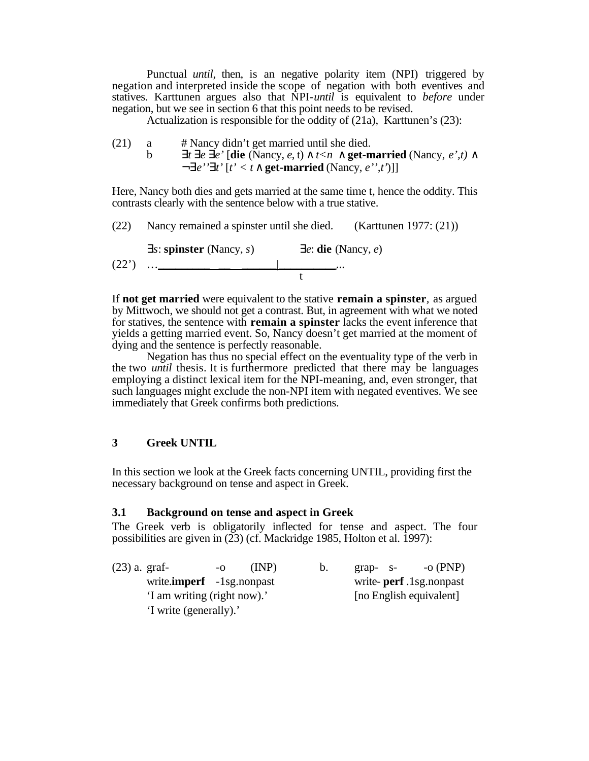Punctual *until*, then, is an negative polarity item (NPI) triggered by negation and interpreted inside the scope of negation with both eventives and statives. Karttunen argues also that NPI-*until* is equivalent to *before* under negation, but we see in section 6 that this point needs to be revised.

Actualization is responsible for the oddity of (21a), Karttunen's (23):

(21) a # Nancy didn't get married until she died.

b $\exists t\, \exists e\, \exists e'$ [**die** (Nancy, $e$, t) $\wedge$ $t<n$ $\wedge$ **get-married** (Nancy, $e',t)$ $\wedge$ $\neg\exists e''\exists t'$ [$t' < t$ $\wedge$ **get-married** (Nancy, $e'',t'$)]]

Here, Nancy both dies and gets married at the same time t, hence the oddity. This contrasts clearly with the sentence below with a true stative.

(22) Nancy remained a spinster until she died. (Karttunen 1977: (21))

```
        ∃s: spinster (Nancy, s)          ∃e: die (Nancy, e)
(22')   …______________________________|______________...
                                        t
```

If **not get married** were equivalent to the stative **remain a spinster**, as argued by Mittwoch, we should not get a contrast. But, in agreement with what we noted for statives, the sentence with **remain a spinster** lacks the event inference that yields a getting married event. So, Nancy doesn't get married at the moment of dying and the sentence is perfectly reasonable.

Negation has thus no special effect on the eventuality type of the verb in the two *until* thesis. It is furthermore predicted that there may be languages employing a distinct lexical item for the NPI-meaning, and, even stronger, that such languages might exclude the non-NPI item with negated eventives. We see immediately that Greek confirms both predictions.

## 3 Greek UNTIL

In this section we look at the Greek facts concerning UNTIL, providing first the necessary background on tense and aspect in Greek.

### 3.1 Background on tense and aspect in Greek

The Greek verb is obligatorily inflected for tense and aspect. The four possibilities are given in (23) (cf. Mackridge 1985, Holton et al. 1997):

(23) a. graf- -o (INP)
write.**imperf** -1sg.nonpast
'I am writing (right now).'
'I write (generally).'

b. grap- s- -o (PNP)
write- **perf** .1sg.nonpast
[no English equivalent]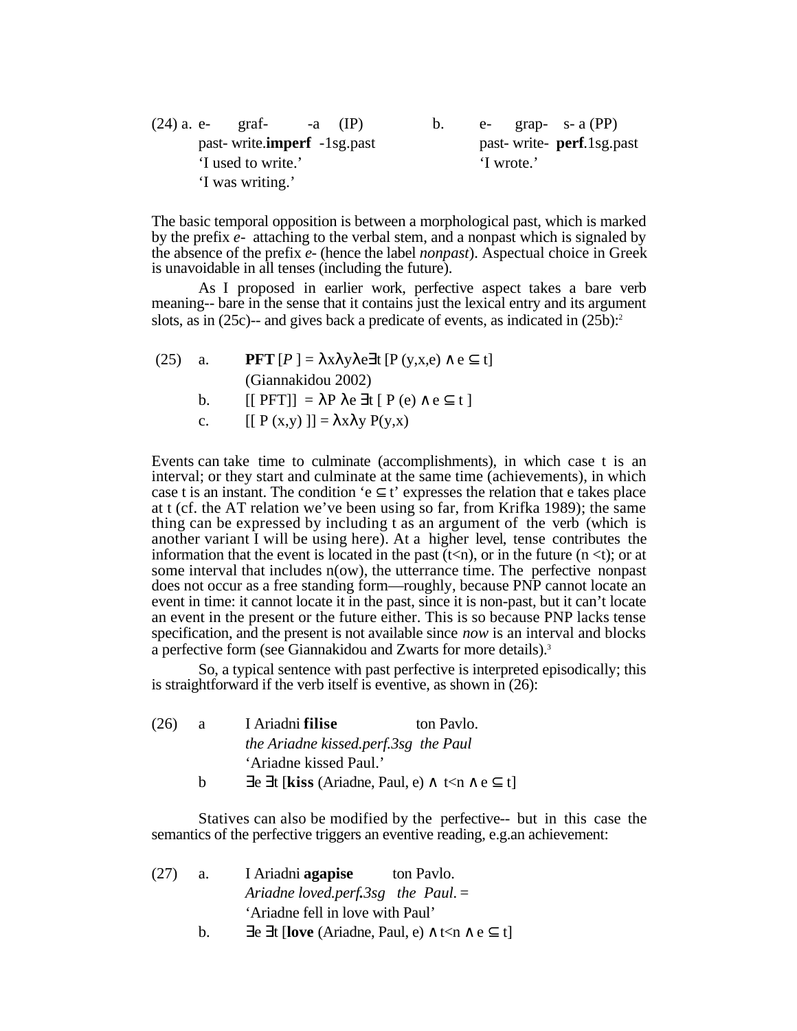(24) a. e- graf- -a (IP)
past- write.**imperf** -1sg.past
'I used to write.'
'I was writing.'

b. e- grap- s- a (PP)
past- write- **perf**.1sg.past
'I wrote.'

The basic temporal opposition is between a morphological past, which is marked by the prefix *e-* attaching to the verbal stem, and a nonpast which is signaled by the absence of the prefix *e-* (hence the label *nonpast*). Aspectual choice in Greek is unavoidable in all tenses (including the future).

As I proposed in earlier work, perfective aspect takes a bare verb meaning-- bare in the sense that it contains just the lexical entry and its argument slots, as in (25c)-- and gives back a predicate of events, as indicated in (25b):[2]

(25) a. **PFT** [*P* ] = $\lambda x \lambda y \lambda e \exists t\, [P(y,x,e) \wedge e \subseteq t]$
(Giannakidou 2002)

b. [[ PFT]] = $\lambda P\ \lambda e\ \exists t\ [\ P(e) \wedge e \subseteq t\ ]$

c. [[ P (x,y) ]] = $\lambda x \lambda y\ P(y,x)$

Events can take time to culminate (accomplishments), in which case t is an interval; or they start and culminate at the same time (achievements), in which case t is an instant. The condition '$e \subseteq t$' expresses the relation that e takes place at t (cf. the AT relation we've been using so far, from Krifka 1989); the same thing can be expressed by including t as an argument of the verb (which is another variant I will be using here). At a higher level, tense contributes the information that the event is located in the past ($t<n$), or in the future ($n<t$); or at some interval that includes n(ow), the utterance time. The perfective nonpast does not occur as a free standing form—roughly, because PNP cannot locate an event in time: it cannot locate it in the past, since it is non-past, but it can't locate an event in the present or the future either. This is so because PNP lacks tense specification, and the present is not available since *now* is an interval and blocks a perfective form (see Giannakidou and Zwarts for more details).[3]

So, a typical sentence with past perfective is interpreted episodically; this is straightforward if the verb itself is eventive, as shown in (26):

(26) a I Ariadni **filise** ton Pavlo.
*the Ariadne kissed.perf.3sg the Paul*
'Ariadne kissed Paul.'

b $\exists e\ \exists t\ [\mathbf{kiss}\ (\text{Ariadne, Paul}, e) \wedge\ t<n \wedge e \subseteq t]$

Statives can also be modified by the perfective-- but in this case the semantics of the perfective triggers an eventive reading, e.g.an achievement:

(27) a. I Ariadni **agapise** ton Pavlo.
*Ariadne loved.perf.3sg the Paul.* =
'Ariadne fell in love with Paul'

b. $\exists e\ \exists t\ [\mathbf{love}\ (\text{Ariadne, Paul}, e) \wedge t<n \wedge e \subseteq t]$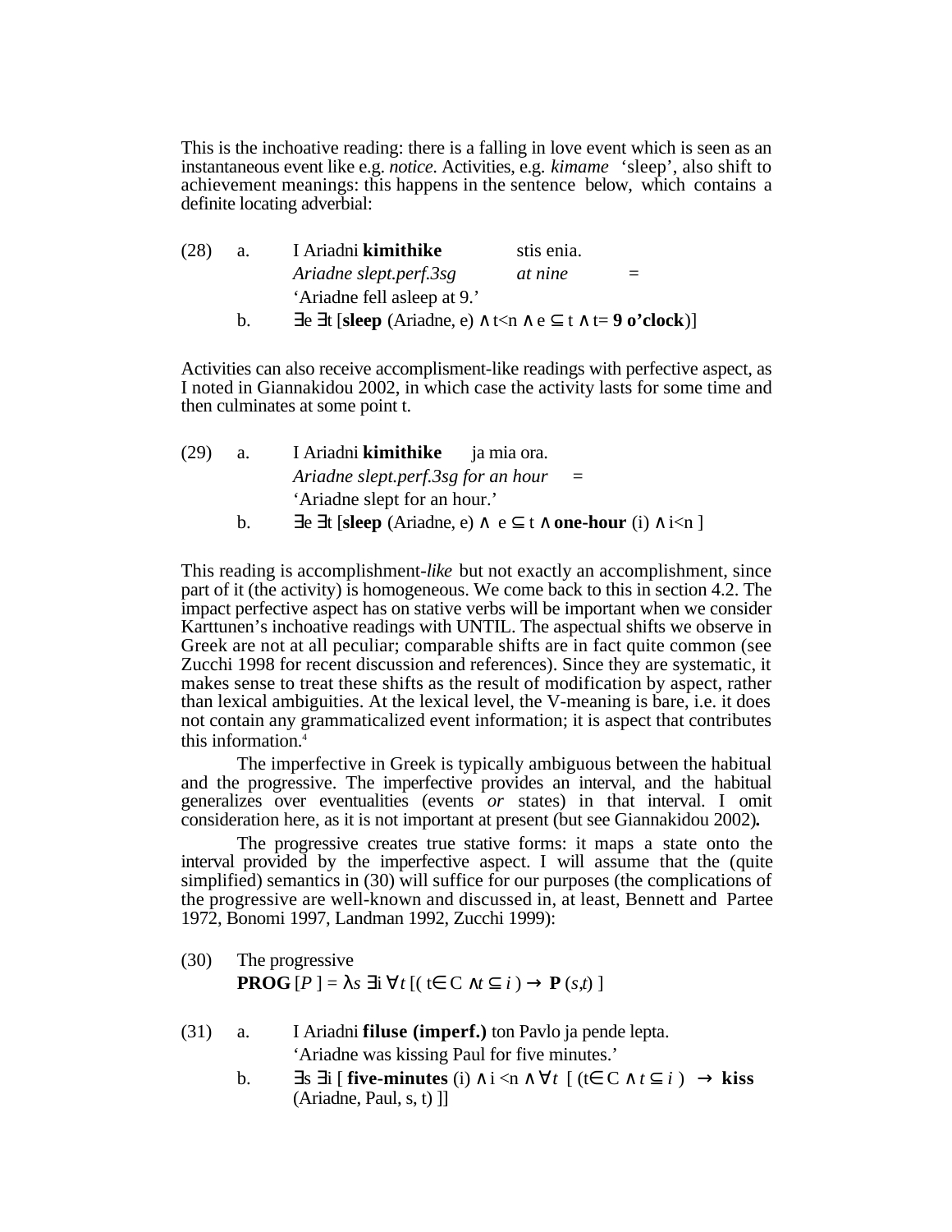This is the inchoative reading: there is a falling in love event which is seen as an instantaneous event like e.g. *notice*. Activities, e.g. *kimame* 'sleep', also shift to achievement meanings: this happens in the sentence below, which contains a definite locating adverbial:

(28) a. I Ariadni **kimithike** stis enia.
*Ariadne slept.perf.3sg at nine* =
'Ariadne fell asleep at 9.'

b. $\exists e\ \exists t\ [$**sleep** $(\text{Ariadne}, e) \wedge t<n \wedge e \subseteq t \wedge t=$ **9 o'clock**$)]$

Activities can also receive accomplisment-like readings with perfective aspect, as I noted in Giannakidou 2002, in which case the activity lasts for some time and then culminates at some point t.

(29) a. I Ariadni **kimithike** ja mia ora.
*Ariadne slept.perf.3sg for an hour* =
'Ariadne slept for an hour.'

b. $\exists e\ \exists t\ [$**sleep** $(\text{Ariadne}, e) \wedge e \subseteq t \wedge$ **one-hour** $(i) \wedge i<n\ ]$

This reading is accomplishment-*like* but not exactly an accomplishment, since part of it (the activity) is homogeneous. We come back to this in section 4.2. The impact perfective aspect has on stative verbs will be important when we consider Karttunen's inchoative readings with UNTIL. The aspectual shifts we observe in Greek are not at all peculiar; comparable shifts are in fact quite common (see Zucchi 1998 for recent discussion and references). Since they are systematic, it makes sense to treat these shifts as the result of modification by aspect, rather than lexical ambiguities. At the lexical level, the V-meaning is bare, i.e. it does not contain any grammaticalized event information; it is aspect that contributes this information.[4]

The imperfective in Greek is typically ambiguous between the habitual and the progressive. The imperfective provides an interval, and the habitual generalizes over eventualities (events *or* states) in that interval. I omit consideration here, as it is not important at present (but see Giannakidou 2002)**.**

The progressive creates true stative forms: it maps a state onto the interval provided by the imperfective aspect. I will assume that the (quite simplified) semantics in (30) will suffice for our purposes (the complications of the progressive are well-known and discussed in, at least, Bennett and Partee 1972, Bonomi 1997, Landman 1992, Zucchi 1999):

(30) The progressive
$\textbf{PROG}\ [P\ ] = \lambda s\ \exists i\ \forall t\ [(\ t \in C \wedge t \subseteq i\ ) \rightarrow \mathbf{P}\ (s,t)\ ]$

(31) a. I Ariadni **filuse (imperf.)** ton Pavlo ja pende lepta.
'Ariadne was kissing Paul for five minutes.'

b. $\exists s\ \exists i\ [$ **five-minutes** $(i) \wedge i<n \wedge \forall t\ [\ (t \in C \wedge t \subseteq i\ ) \rightarrow$ **kiss** $(\text{Ariadne}, \text{Paul}, s, t)\ ]]$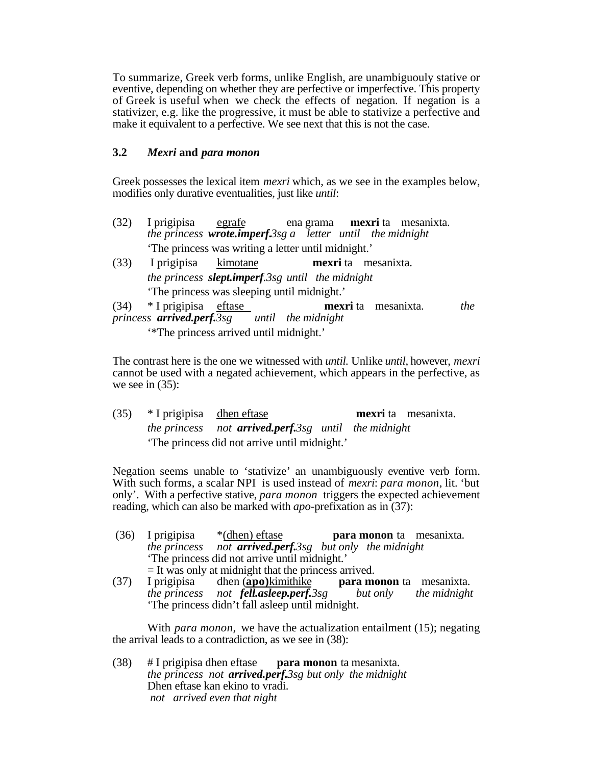To summarize, Greek verb forms, unlike English, are unambiguouly stative or eventive, depending on whether they are perfective or imperfective. This property of Greek is useful when we check the effects of negation. If negation is a stativizer, e.g. like the progressive, it must be able to stativize a perfective and make it equivalent to a perfective. We see next that this is not the case.

### 3.2 *Mexri* and *para monon*

Greek possesses the lexical item *mexri* which, as we see in the examples below, modifies only durative eventualities, just like *until*:

(32) I prigipisa <u>egrafe</u> ena grama **mexri** ta mesanixta.
*the princess **wrote.imperf.**3sg a letter until the midnight*
'The princess was writing a letter until midnight.'

(33) I prigipisa <u>kimotane</u> **mexri** ta mesanixta.
*the princess **slept.imperf**.3sg until the midnight*
'The princess was sleeping until midnight.'

(34) * I prigipisa <u>eftase</u> **mexri** ta mesanixta.
*the princess **arrived.perf.**3sg until the midnight*
'*The princess arrived until midnight.'

The contrast here is the one we witnessed with *until*. Unlike *until*, however, *mexri* cannot be used with a negated achievement, which appears in the perfective, as we see in (35):

(35) * I prigipisa <u>dhen eftase</u> **mexri** ta mesanixta.
*the princess not **arrived.perf.**3sg until the midnight*
'The princess did not arrive until midnight.'

Negation seems unable to 'stativize' an unambiguously eventive verb form. With such forms, a scalar NPI is used instead of *mexri*: *para monon*, lit. 'but only'. With a perfective stative, *para monon* triggers the expected achievement reading, which can also be marked with *apo*-prefixation as in (37):

(36) I prigipisa *<u>(dhen) eftase</u> **para monon** ta mesanixta.
*the princess not **arrived.perf.**3sg but only the midnight*
'The princess did not arrive until midnight.'
= It was only at midnight that the princess arrived.

(37) I prigipisa dhen <u>(**apo)**kimithike</u> **para monon** ta mesanixta.
*the princess not **fell.asleep.perf.**3sg but only the midnight*
'The princess didn't fall asleep until midnight.

With *para monon*, we have the actualization entailment (15); negating the arrival leads to a contradiction, as we see in (38):

(38) # I prigipisa dhen eftase **para monon** ta mesanixta.
*the princess not **arrived.perf.**3sg but only the midnight*
Dhen eftase kan ekino to vradi.
*not arrived even that night*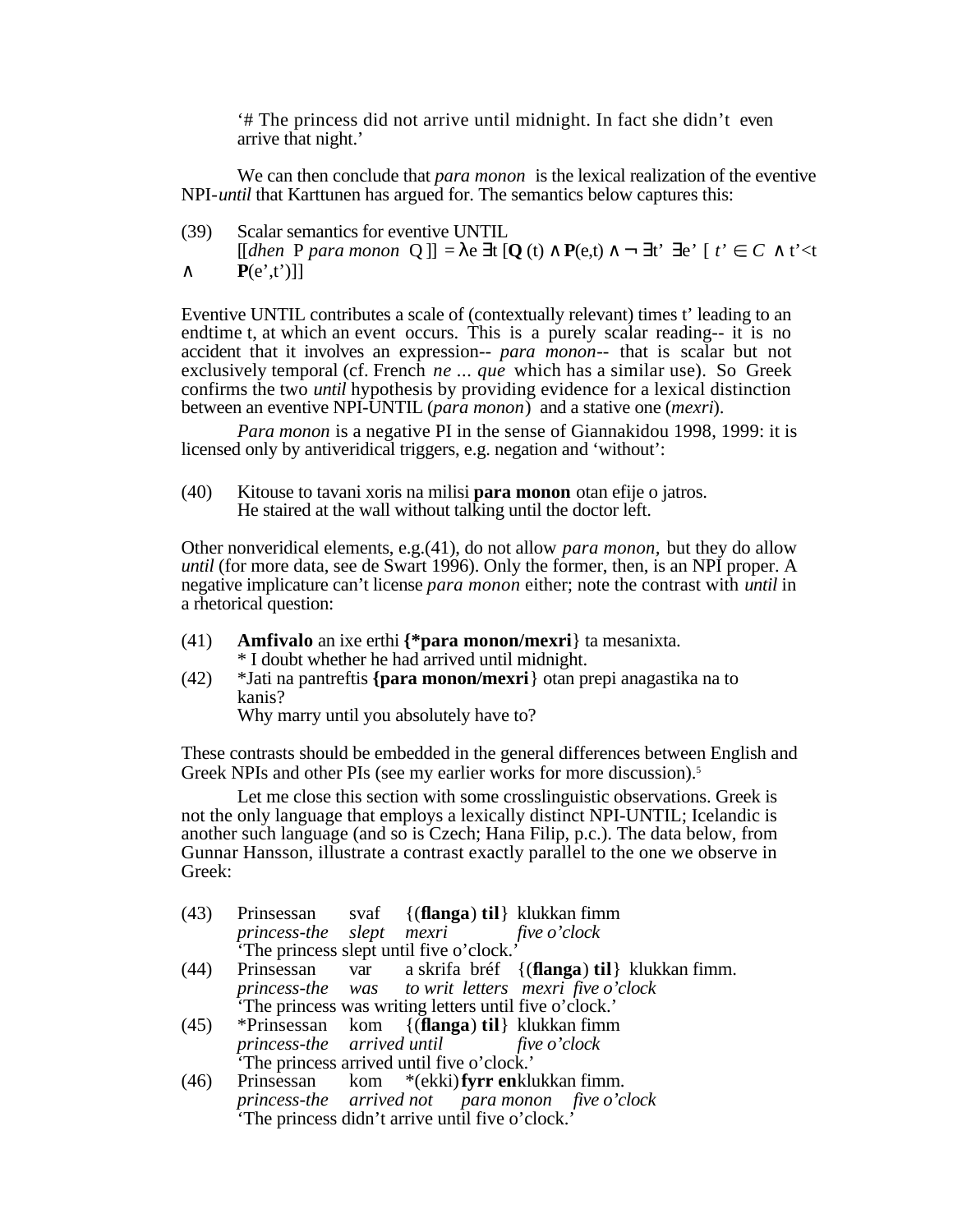'# The princess did not arrive until midnight. In fact she didn't even arrive that night.'

We can then conclude that *para monon* is the lexical realization of the eventive NPI-*until* that Karttunen has argued for. The semantics below captures this:

(39) Scalar semantics for eventive UNTIL
[[*dhen* P *para monon* Q ]] = $\lambda e\ \exists t\ [\mathbf{Q}(t) \wedge \mathbf{P}(e,t) \wedge \neg \exists t'\ \exists e'\ [\ t' \in C\ \wedge t' < t \wedge \mathbf{P}(e',t')]]$

Eventive UNTIL contributes a scale of (contextually relevant) times t' leading to an endtime t, at which an event occurs. This is a purely scalar reading-- it is no accident that it involves an expression-- *para monon*-- that is scalar but not exclusively temporal (cf. French *ne ... que* which has a similar use). So Greek confirms the two *until* hypothesis by providing evidence for a lexical distinction between an eventive NPI-UNTIL (*para monon*) and a stative one (*mexri*).

*Para monon* is a negative PI in the sense of Giannakidou 1998, 1999: it is licensed only by antiveridical triggers, e.g. negation and 'without':

(40) Kitouse to tavani xoris na milisi **para monon** otan efije o jatros.
He staired at the wall without talking until the doctor left.

Other nonveridical elements, e.g.(41), do not allow *para monon*, but they do allow *until* (for more data, see de Swart 1996). Only the former, then, is an NPI proper. A negative implicature can't license *para monon* either; note the contrast with *until* in a rhetorical question:

(41) **Amfivalo** an ixe erthi **{*para monon/mexri}** ta mesanixta.
\* I doubt whether he had arrived until midnight.

(42) *Jati na pantreftis **{para monon/mexri}** otan prepi anagastika na to kanis?
Why marry until you absolutely have to?

These contrasts should be embedded in the general differences between English and Greek NPIs and other PIs (see my earlier works for more discussion).[5]

Let me close this section with some crosslinguistic observations. Greek is not the only language that employs a lexically distinct NPI-UNTIL; Icelandic is another such language (and so is Czech; Hana Filip, p.c.). The data below, from Gunnar Hansson, illustrate a contrast exactly parallel to the one we observe in Greek:

(43) Prinsessan svaf {(**flanga**) **til**} klukkan fimm
*princess-the slept mexri five o'clock*
'The princess slept until five o'clock.'

(44) Prinsessan var a skrifa bréf {(**flanga**) **til**} klukkan fimm.
*princess-the was to writ letters mexri five o'clock*
'The princess was writing letters until five o'clock.'

(45) *Prinsessan kom {(**flanga**) **til**} klukkan fimm
*princess-the arrived until five o'clock*
'The princess arrived until five o'clock.'

(46) Prinsessan kom *(ekki) **fyrr en** klukkan fimm.
*princess-the arrived not para monon five o'clock*
'The princess didn't arrive until five o'clock.'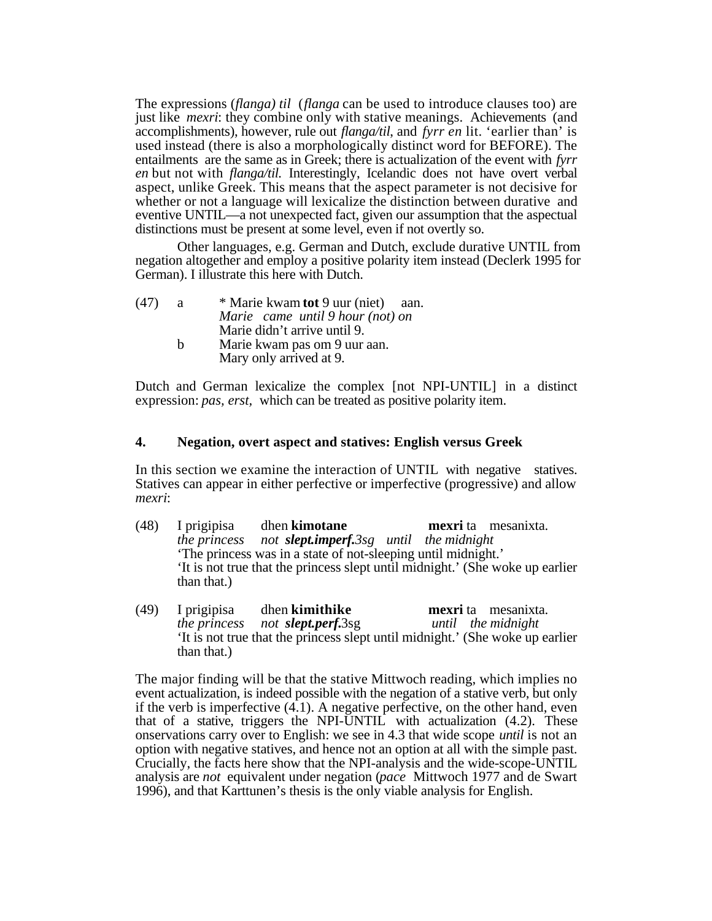The expressions (*flanga) til* (*flanga* can be used to introduce clauses too) are just like *mexri*: they combine only with stative meanings. Achievements (and accomplishments), however, rule out *flanga/til*, and *fyrr en* lit. 'earlier than' is used instead (there is also a morphologically distinct word for BEFORE). The entailments are the same as in Greek; there is actualization of the event with *fyrr en* but not with *flanga/til.* Interestingly, Icelandic does not have overt verbal aspect, unlike Greek. This means that the aspect parameter is not decisive for whether or not a language will lexicalize the distinction between durative and eventive UNTIL—a not unexpected fact, given our assumption that the aspectual distinctions must be present at some level, even if not overtly so.

Other languages, e.g. German and Dutch, exclude durative UNTIL from negation altogether and employ a positive polarity item instead (Declerk 1995 for German). I illustrate this here with Dutch.

(47) a &nbsp;&nbsp; * Marie kwam **tot** 9 uur (niet) aan.
&nbsp;&nbsp;&nbsp;&nbsp;&nbsp;&nbsp;&nbsp;&nbsp;&nbsp;&nbsp;&nbsp;*Marie came until 9 hour (not) on*
&nbsp;&nbsp;&nbsp;&nbsp;&nbsp;&nbsp;&nbsp;&nbsp;&nbsp;&nbsp;&nbsp;Marie didn't arrive until 9.
&nbsp;&nbsp;&nbsp;&nbsp;&nbsp;&nbsp;&nbsp;b &nbsp;&nbsp; Marie kwam pas om 9 uur aan.
&nbsp;&nbsp;&nbsp;&nbsp;&nbsp;&nbsp;&nbsp;&nbsp;&nbsp;&nbsp;&nbsp;Mary only arrived at 9.

Dutch and German lexicalize the complex [not NPI-UNTIL] in a distinct expression: *pas, erst*, which can be treated as positive polarity item.

## 4. Negation, overt aspect and statives: English versus Greek

In this section we examine the interaction of UNTIL with negative statives. Statives can appear in either perfective or imperfective (progressive) and allow *mexri*:

(48) I prigipisa dhen **kimotane** **mexri** ta mesanixta.
&nbsp;&nbsp;&nbsp;&nbsp;&nbsp;&nbsp;&nbsp;*the princess not* ***slept.imperf.****3sg until the midnight*
&nbsp;&nbsp;&nbsp;&nbsp;&nbsp;&nbsp;&nbsp;'The princess was in a state of not-sleeping until midnight.'
&nbsp;&nbsp;&nbsp;&nbsp;&nbsp;&nbsp;&nbsp;'It is not true that the princess slept until midnight.' (She woke up earlier than that.)

(49) I prigipisa dhen **kimithike** **mexri** ta mesanixta.
&nbsp;&nbsp;&nbsp;&nbsp;&nbsp;&nbsp;&nbsp;*the princess not* ***slept.perf.***3sg *until the midnight*
&nbsp;&nbsp;&nbsp;&nbsp;&nbsp;&nbsp;&nbsp;'It is not true that the princess slept until midnight.' (She woke up earlier than that.)

The major finding will be that the stative Mittwoch reading, which implies no event actualization, is indeed possible with the negation of a stative verb, but only if the verb is imperfective (4.1). A negative perfective, on the other hand, even that of a stative, triggers the NPI-UNTIL with actualization (4.2). These onservations carry over to English: we see in 4.3 that wide scope *until* is not an option with negative statives, and hence not an option at all with the simple past. Crucially, the facts here show that the NPI-analysis and the wide-scope-UNTIL analysis are *not* equivalent under negation (*pace* Mittwoch 1977 and de Swart 1996), and that Karttunen's thesis is the only viable analysis for English.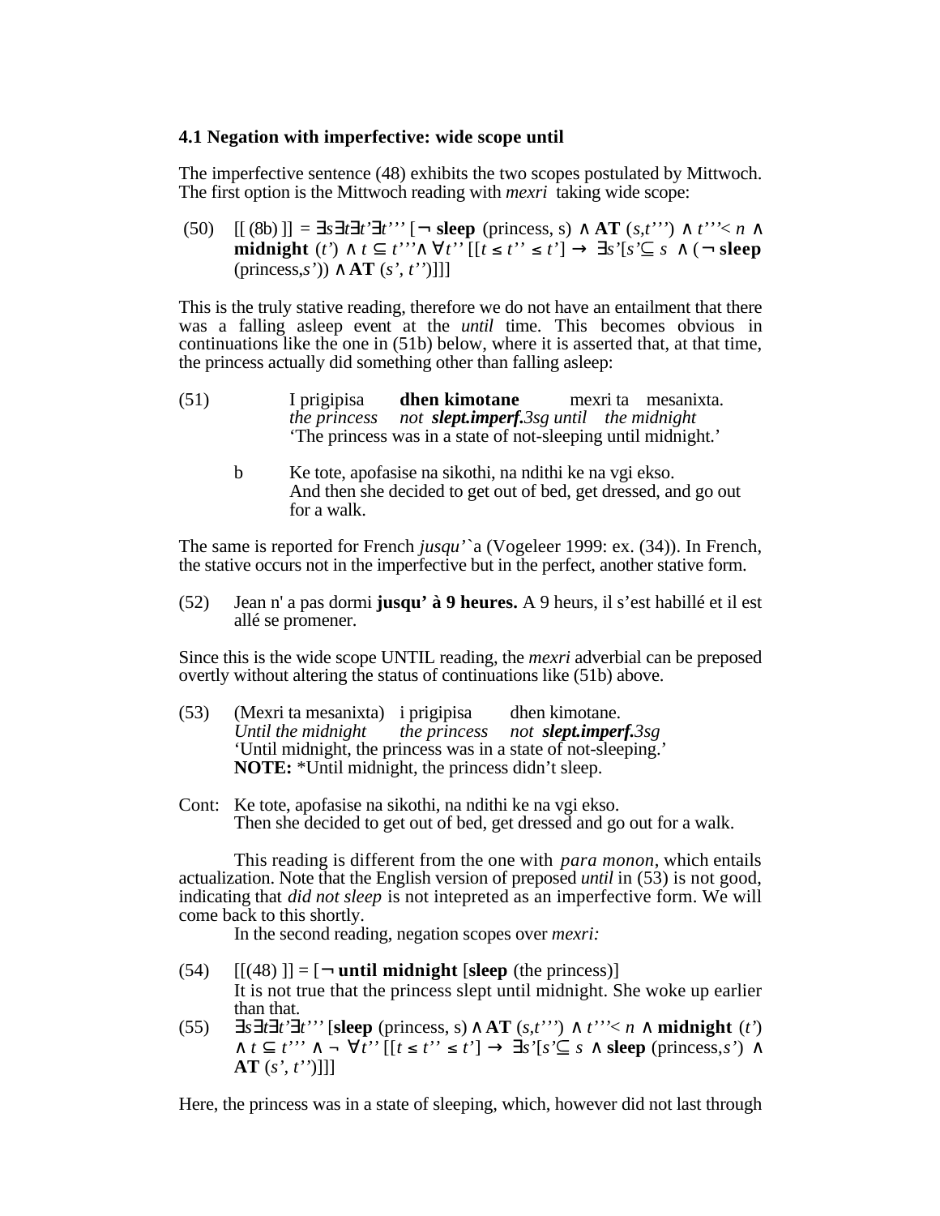### 4.1 Negation with imperfective: wide scope until

The imperfective sentence (48) exhibits the two scopes postulated by Mittwoch. The first option is the Mittwoch reading with *mexri* taking wide scope:

(50) $[[ (8b) ]] = \exists s \exists t \exists t' \exists t''' [\neg$ **sleep** $(\text{princess}, s) \wedge$ **AT** $(s,t''') \wedge t''' < n \wedge$ **midnight** $(t') \wedge t \subseteq t''' \wedge \forall t'' [[t \leq t'' \leq t'] \rightarrow \exists s'[s' \subseteq s \wedge (\neg$ **sleep** $(\text{princess},s')) \wedge$ **AT** $(s', t'')]]]$

This is the truly stative reading, therefore we do not have an entailment that there was a falling asleep event at the *until* time. This becomes obvious in continuations like the one in (51b) below, where it is asserted that, at that time, the princess actually did something other than falling asleep:

(51) I prigipisa **dhen kimotane** mexri ta mesanixta.
*the princess not* ***slept.imperf.****3sg until the midnight*
'The princess was in a state of not-sleeping until midnight.'

b Ke tote, apofasise na sikothi, na ndithi ke na vgi ekso.
And then she decided to get out of bed, get dressed, and go out for a walk.

The same is reported for French *jusqu'`a* (Vogeleer 1999: ex. (34)). In French, the stative occurs not in the imperfective but in the perfect, another stative form.

(52) Jean n' a pas dormi **jusqu' à 9 heures.** A 9 heurs, il s'est habillé et il est allé se promener.

Since this is the wide scope UNTIL reading, the *mexri* adverbial can be preposed overtly without altering the status of continuations like (51b) above.

(53) (Mexri ta mesanixta) i prigipisa dhen kimotane.
*Until the midnight the princess not* ***slept.imperf.****3sg*
'Until midnight, the princess was in a state of not-sleeping.'
**NOTE:** *Until midnight, the princess didn't sleep.

Cont: Ke tote, apofasise na sikothi, na ndithi ke na vgi ekso.
Then she decided to get out of bed, get dressed and go out for a walk.

This reading is different from the one with *para monon*, which entails actualization. Note that the English version of preposed *until* in (53) is not good, indicating that *did not sleep* is not intepreted as an imperfective form. We will come back to this shortly.

In the second reading, negation scopes over *mexri:*

(54) $[[(48)]] = [\neg$ **until midnight** [**sleep** (the princess)]
It is not true that the princess slept until midnight. She woke up earlier than that.

(55) $\exists s \exists t \exists t' \exists t'''$ [**sleep** $(\text{princess}, s) \wedge$ **AT** $(s,t''') \wedge t''' < n \wedge$ **midnight** $(t') \wedge t \subseteq t''' \wedge \neg \forall t'' [[t \leq t'' \leq t'] \rightarrow \exists s'[s' \subseteq s \wedge$ **sleep** $(\text{princess},s') \wedge$ **AT** $(s', t'')]]]$

Here, the princess was in a state of sleeping, which, however did not last through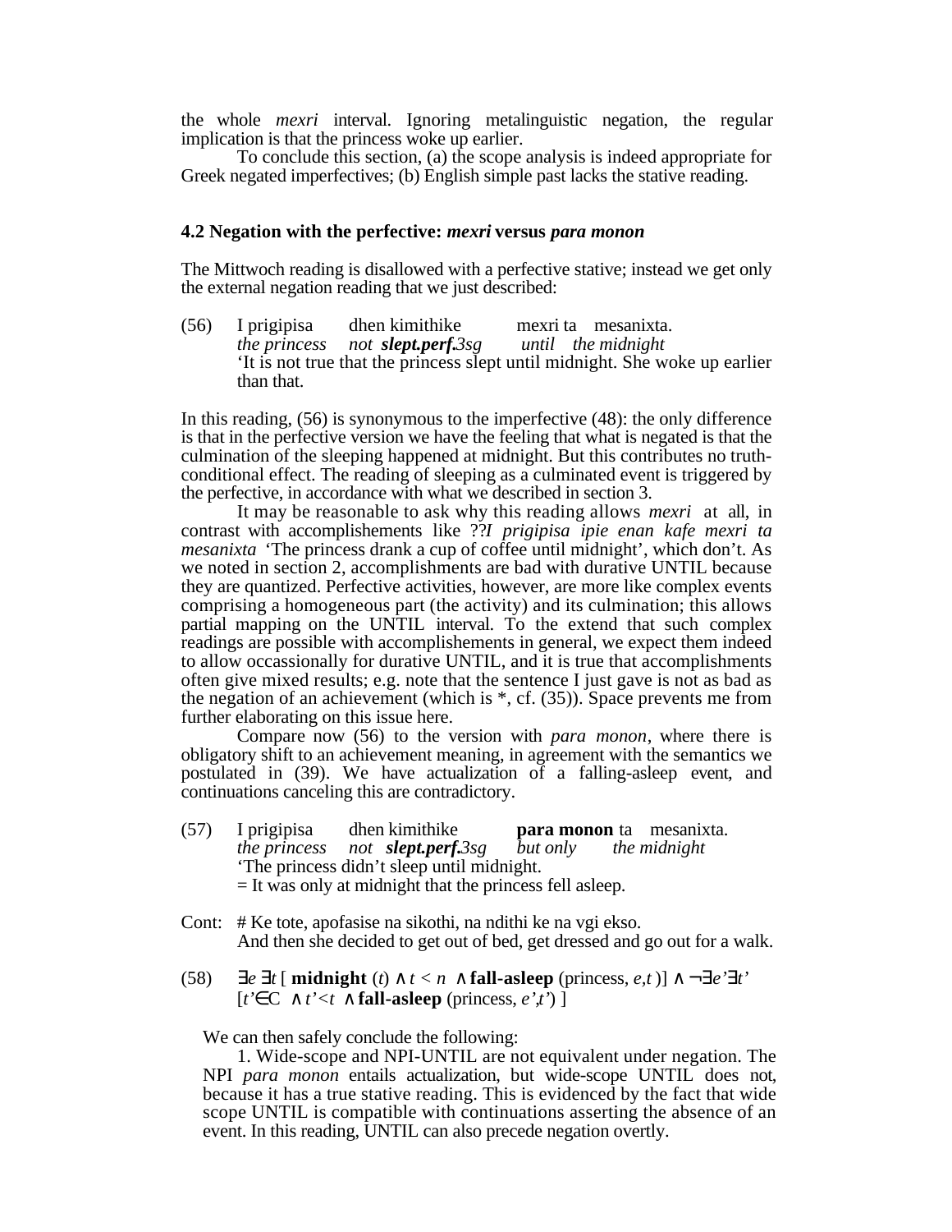the whole *mexri* interval. Ignoring metalinguistic negation, the regular implication is that the princess woke up earlier.

To conclude this section, (a) the scope analysis is indeed appropriate for Greek negated imperfectives; (b) English simple past lacks the stative reading.

### 4.2 Negation with the perfective: *mexri* versus *para monon*

The Mittwoch reading is disallowed with a perfective stative; instead we get only the external negation reading that we just described:

(56) I prigipisa dhen kimithike mexri ta mesanixta.
*the princess not* ***slept.perf.****3sg until the midnight*
'It is not true that the princess slept until midnight. She woke up earlier than that.

In this reading, (56) is synonymous to the imperfective (48): the only difference is that in the perfective version we have the feeling that what is negated is that the culmination of the sleeping happened at midnight. But this contributes no truth-conditional effect. The reading of sleeping as a culminated event is triggered by the perfective, in accordance with what we described in section 3.

It may be reasonable to ask why this reading allows *mexri* at all, in contrast with accomplishements like ??*I prigipisa ipie enan kafe mexri ta mesanixta* 'The princess drank a cup of coffee until midnight', which don't. As we noted in section 2, accomplishments are bad with durative UNTIL because they are quantized. Perfective activities, however, are more like complex events comprising a homogeneous part (the activity) and its culmination; this allows partial mapping on the UNTIL interval. To the extend that such complex readings are possible with accomplishements in general, we expect them indeed to allow occassionally for durative UNTIL, and it is true that accomplishments often give mixed results; e.g. note that the sentence I just gave is not as bad as the negation of an achievement (which is *, cf. (35)). Space prevents me from further elaborating on this issue here.

Compare now (56) to the version with *para monon*, where there is obligatory shift to an achievement meaning, in agreement with the semantics we postulated in (39). We have actualization of a falling-asleep event, and continuations canceling this are contradictory.

(57) I prigipisa dhen kimithike **para monon** ta mesanixta.
*the princess not* ***slept.perf.****3sg but only the midnight*
'The princess didn't sleep until midnight.
= It was only at midnight that the princess fell asleep.

Cont: # Ke tote, apofasise na sikothi, na ndithi ke na vgi ekso.
And then she decided to get out of bed, get dressed and go out for a walk.

(58) $\exists e\, \exists t\, [\, \textbf{midnight}\,(t) \wedge t < n \wedge \textbf{fall-asleep}\,(\text{princess}, e,t\,)] \wedge \neg\exists e'\exists t'\, [t' \in C \wedge t' < t \wedge \textbf{fall-asleep}\,(\text{princess}, e',t')\,]$

We can then safely conclude the following:

1. Wide-scope and NPI-UNTIL are not equivalent under negation. The NPI *para monon* entails actualization, but wide-scope UNTIL does not, because it has a true stative reading. This is evidenced by the fact that wide scope UNTIL is compatible with continuations asserting the absence of an event. In this reading, UNTIL can also precede negation overtly.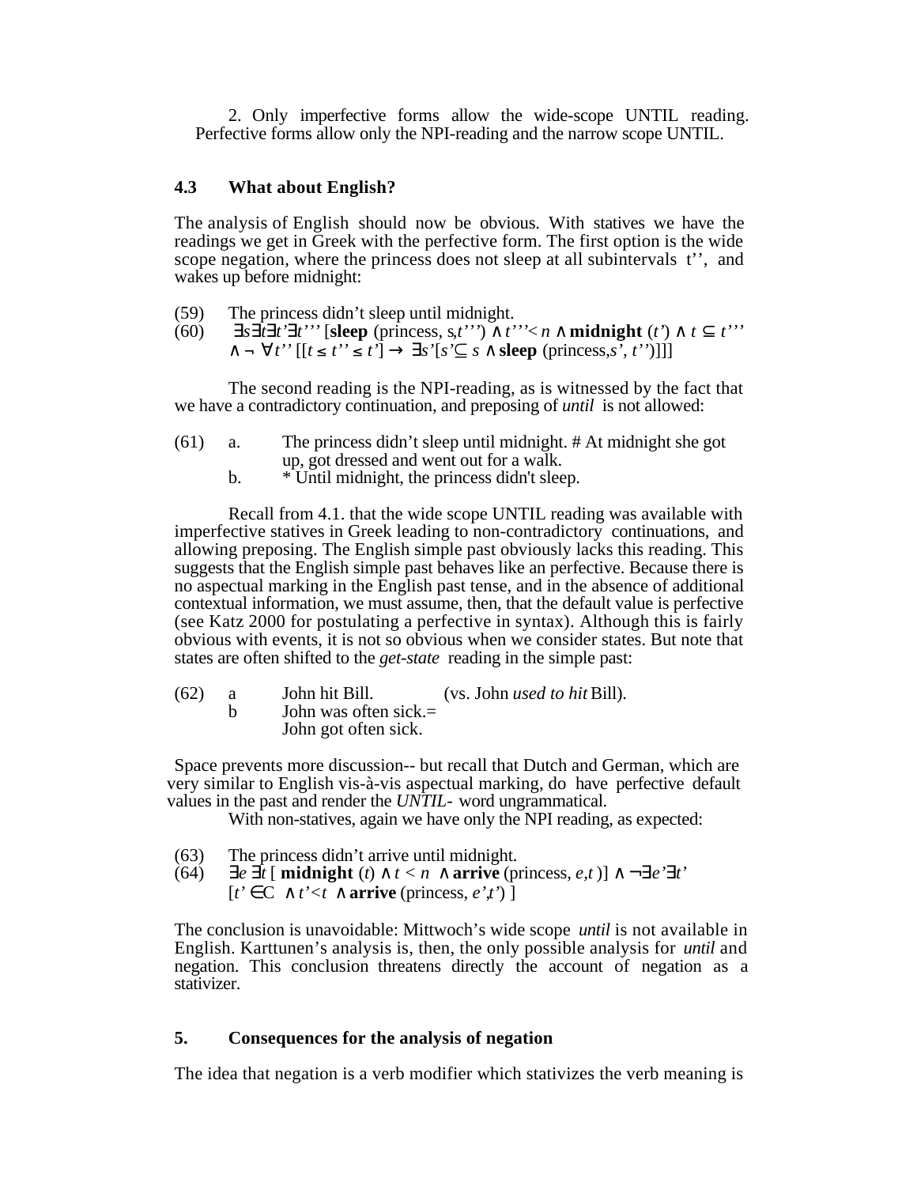2. Only imperfective forms allow the wide-scope UNTIL reading. Perfective forms allow only the NPI-reading and the narrow scope UNTIL.

### 4.3 What about English?

The analysis of English should now be obvious. With statives we have the readings we get in Greek with the perfective form. The first option is the wide scope negation, where the princess does not sleep at all subintervals t'', and wakes up before midnight:

(59) The princess didn't sleep until midnight.

(60) $\exists s \exists t \exists t' \exists t'''$ [**sleep** (princess, s,$t'''$) $\wedge$ $t''' < n$ $\wedge$ **midnight** ($t'$) $\wedge$ $t \subseteq t'''$ $\wedge \neg \forall t''$ [[$t \leq t'' \leq t'$] $\rightarrow$ $\exists s'$[$s' \subseteq s$ $\wedge$ **sleep** (princess,$s'$, $t''$)]]]

The second reading is the NPI-reading, as is witnessed by the fact that we have a contradictory continuation, and preposing of *until* is not allowed:

(61) a. The princess didn't sleep until midnight. # At midnight she got up, got dressed and went out for a walk.
b. * Until midnight, the princess didn't sleep.

Recall from 4.1. that the wide scope UNTIL reading was available with imperfective statives in Greek leading to non-contradictory continuations, and allowing preposing. The English simple past obviously lacks this reading. This suggests that the English simple past behaves like an perfective. Because there is no aspectual marking in the English past tense, and in the absence of additional contextual information, we must assume, then, that the default value is perfective (see Katz 2000 for postulating a perfective in syntax). Although this is fairly obvious with events, it is not so obvious when we consider states. But note that states are often shifted to the *get-state* reading in the simple past:

(62) a John hit Bill. (vs. John *used to hit* Bill).
b John was often sick.=
John got often sick.

Space prevents more discussion-- but recall that Dutch and German, which are very similar to English vis-à-vis aspectual marking, do have perfective default values in the past and render the *UNTIL*- word ungrammatical.

With non-statives, again we have only the NPI reading, as expected:

(63) The princess didn't arrive until midnight.

(64) $\exists e \, \exists t$ [ **midnight** ($t$) $\wedge$ $t < n$ $\wedge$ **arrive** (princess, $e,t$ )] $\wedge \neg \exists e' \exists t'$ [$t' \in$C $\wedge$ $t' < t$ $\wedge$ **arrive** (princess, $e'$,$t'$) ]

The conclusion is unavoidable: Mittwoch's wide scope *until* is not available in English. Karttunen's analysis is, then, the only possible analysis for *until* and negation. This conclusion threatens directly the account of negation as a stativizer.

## 5. Consequences for the analysis of negation

The idea that negation is a verb modifier which stativizes the verb meaning is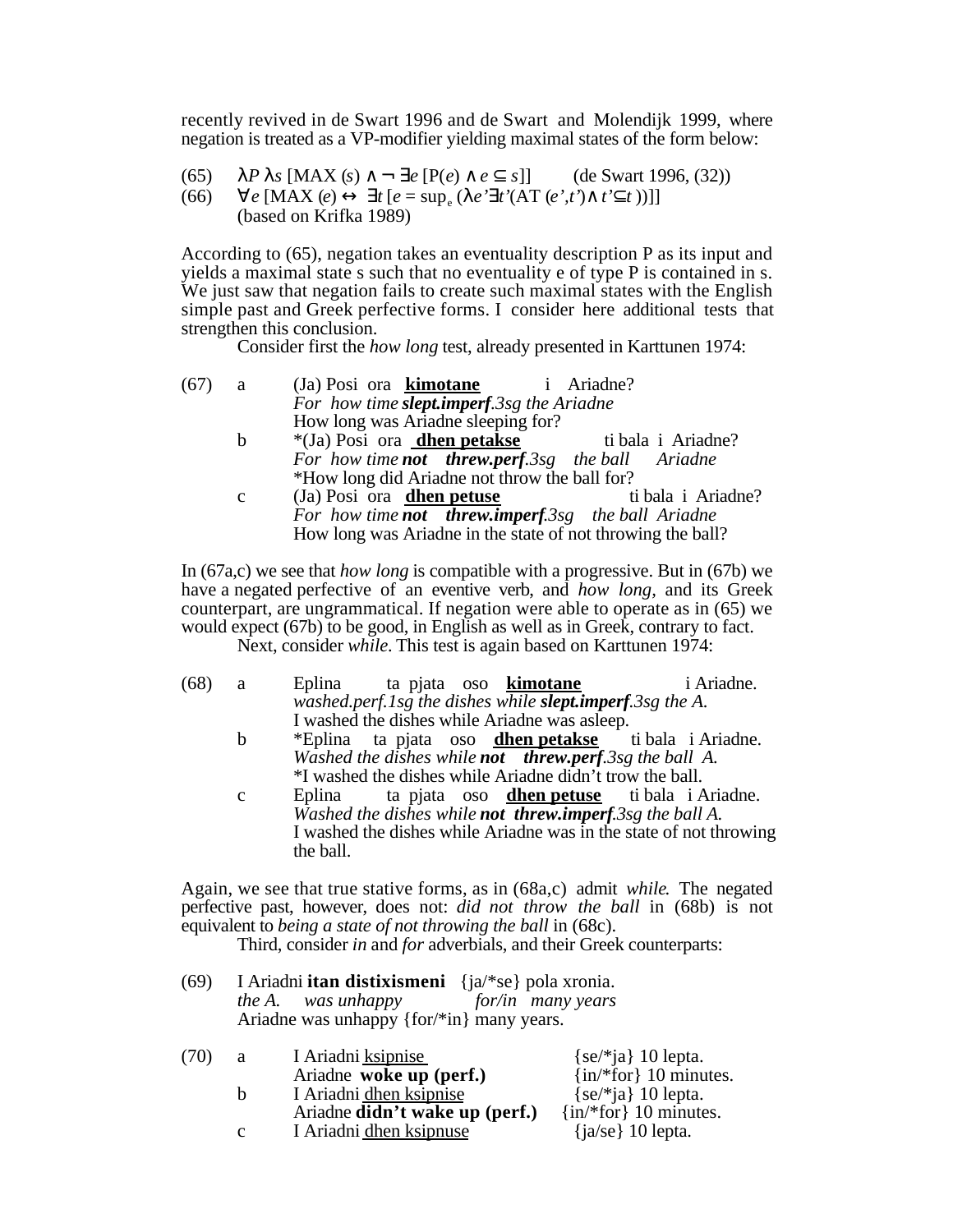recently revived in de Swart 1996 and de Swart and Molendijk 1999, where negation is treated as a VP-modifier yielding maximal states of the form below:

(65) $\lambda P\, \lambda s\, [\mathrm{MAX}\,(s) \wedge \neg \exists e\, [\mathrm{P}(e) \wedge e \subseteq s]]$ (de Swart 1996, (32))

(66) $\forall e\, [\mathrm{MAX}\,(e) \leftrightarrow \exists t\, [e = \sup_e (\lambda e' \exists t' (\mathrm{AT}\,(e',t') \wedge t' \subseteq t\,))]]$
(based on Krifka 1989)

According to (65), negation takes an eventuality description P as its input and yields a maximal state s such that no eventuality e of type P is contained in s. We just saw that negation fails to create such maximal states with the English simple past and Greek perfective forms. I consider here additional tests that strengthen this conclusion.

Consider first the *how long* test, already presented in Karttunen 1974:

(67) a (Ja) Posi ora **kimotane** i Ariadne?
*For how time* ***slept.imperf****.3sg the Ariadne*
How long was Ariadne sleeping for?

b *(Ja) Posi ora **dhen petakse** ti bala i Ariadne?
*For how time* ***not threw.perf****.3sg the ball Ariadne*
*How long did Ariadne not throw the ball for?

c (Ja) Posi ora **dhen petuse** ti bala i Ariadne?
*For how time* ***not threw.imperf****.3sg the ball Ariadne*
How long was Ariadne in the state of not throwing the ball?

In (67a,c) we see that *how long* is compatible with a progressive. But in (67b) we have a negated perfective of an eventive verb, and *how long*, and its Greek counterpart, are ungrammatical. If negation were able to operate as in (65) we would expect (67b) to be good, in English as well as in Greek, contrary to fact.

Next, consider *while*. This test is again based on Karttunen 1974:

(68) a Eplina ta pjata oso **kimotane** i Ariadne.
*washed.perf.1sg the dishes while* ***slept.imperf****.3sg the A.*
I washed the dishes while Ariadne was asleep.

b *Eplina ta pjata oso **dhen petakse** ti bala i Ariadne.
*Washed the dishes while* ***not threw.perf****.3sg the ball A.*
*I washed the dishes while Ariadne didn't trow the ball.

c Eplina ta pjata oso **dhen petuse** ti bala i Ariadne.
*Washed the dishes while* ***not threw.imperf****.3sg the ball A.*
I washed the dishes while Ariadne was in the state of not throwing the ball.

Again, we see that true stative forms, as in (68a,c) admit *while*. The negated perfective past, however, does not: *did not throw the ball* in (68b) is not equivalent to *being a state of not throwing the ball* in (68c).

Third, consider *in* and *for* adverbials, and their Greek counterparts:

(69) I Ariadni **itan distixismeni** {ja/*se} pola xronia.
*the A. was unhappy for/in many years*
Ariadne was unhappy {for/*in} many years.

(70) a I Ariadni ksipnise {se/*ja} 10 lepta.
Ariadne **woke up (perf.)** {in/*for} 10 minutes.

b I Ariadni dhen ksipnise {se/*ja} 10 lepta.
Ariadne **didn't wake up (perf.)** {in/*for} 10 minutes.

c I Ariadni dhen ksipnuse {ja/se} 10 lepta.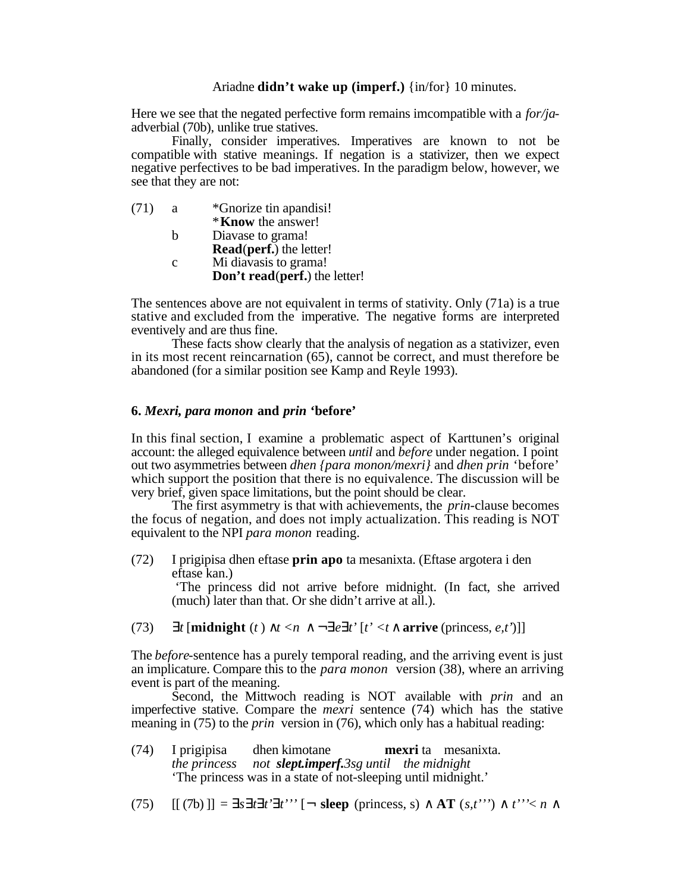Ariadne **didn't wake up (imperf.)** {in/for} 10 minutes.

Here we see that the negated perfective form remains imcompatible with a *for/ja*-adverbial (70b), unlike true statives.

Finally, consider imperatives. Imperatives are known to not be compatible with stative meanings. If negation is a stativizer, then we expect negative perfectives to be bad imperatives. In the paradigm below, however, we see that they are not:

(71) a *Gnorize tin apandisi!
*Know** the answer!
b Diavase to grama!
**Read**(**perf.**) the letter!
c Mi diavasis to grama!
**Don't read**(**perf.**) the letter!

The sentences above are not equivalent in terms of stativity. Only (71a) is a true stative and excluded from the imperative. The negative forms are interpreted eventively and are thus fine.

These facts show clearly that the analysis of negation as a stativizer, even in its most recent reincarnation (65), cannot be correct, and must therefore be abandoned (for a similar position see Kamp and Reyle 1993).

## 6. *Mexri, para monon* and *prin* 'before'

In this final section, I examine a problematic aspect of Karttunen's original account: the alleged equivalence between *until* and *before* under negation. I point out two asymmetries between *dhen {para monon/mexri}* and *dhen prin* 'before' which support the position that there is no equivalence. The discussion will be very brief, given space limitations, but the point should be clear.

The first asymmetry is that with achievements, the *prin*-clause becomes the focus of negation, and does not imply actualization. This reading is NOT equivalent to the NPI *para monon* reading.

(72) I prigipisa dhen eftase **prin apo** ta mesanixta. (Eftase argotera i den eftase kan.)
'The princess did not arrive before midnight. (In fact, she arrived (much) later than that. Or she didn't arrive at all.).

(73) $\exists t$ [**midnight** $(t) \wedge t < n \wedge \neg\exists e \exists t'$ $[t' < t \wedge$ **arrive** (princess, $e,t'$)]]

The *before*-sentence has a purely temporal reading, and the arriving event is just an implicature. Compare this to the *para monon* version (38), where an arriving event is part of the meaning.

Second, the Mittwoch reading is NOT available with *prin* and an imperfective stative. Compare the *mexri* sentence (74) which has the stative meaning in (75) to the *prin* version in (76), which only has a habitual reading:

(74) I prigipisa dhen kimotane **mexri** ta mesanixta.
*the princess not **slept.imperf.**3sg until the midnight*
'The princess was in a state of not-sleeping until midnight.'

(75) [[ (7b) ]] = $\exists s \exists t \exists t' \exists t'''$ [$\neg$ **sleep** (princess, s) $\wedge$ **AT** $(s,t''')$ $\wedge$ $t''' < n$ $\wedge$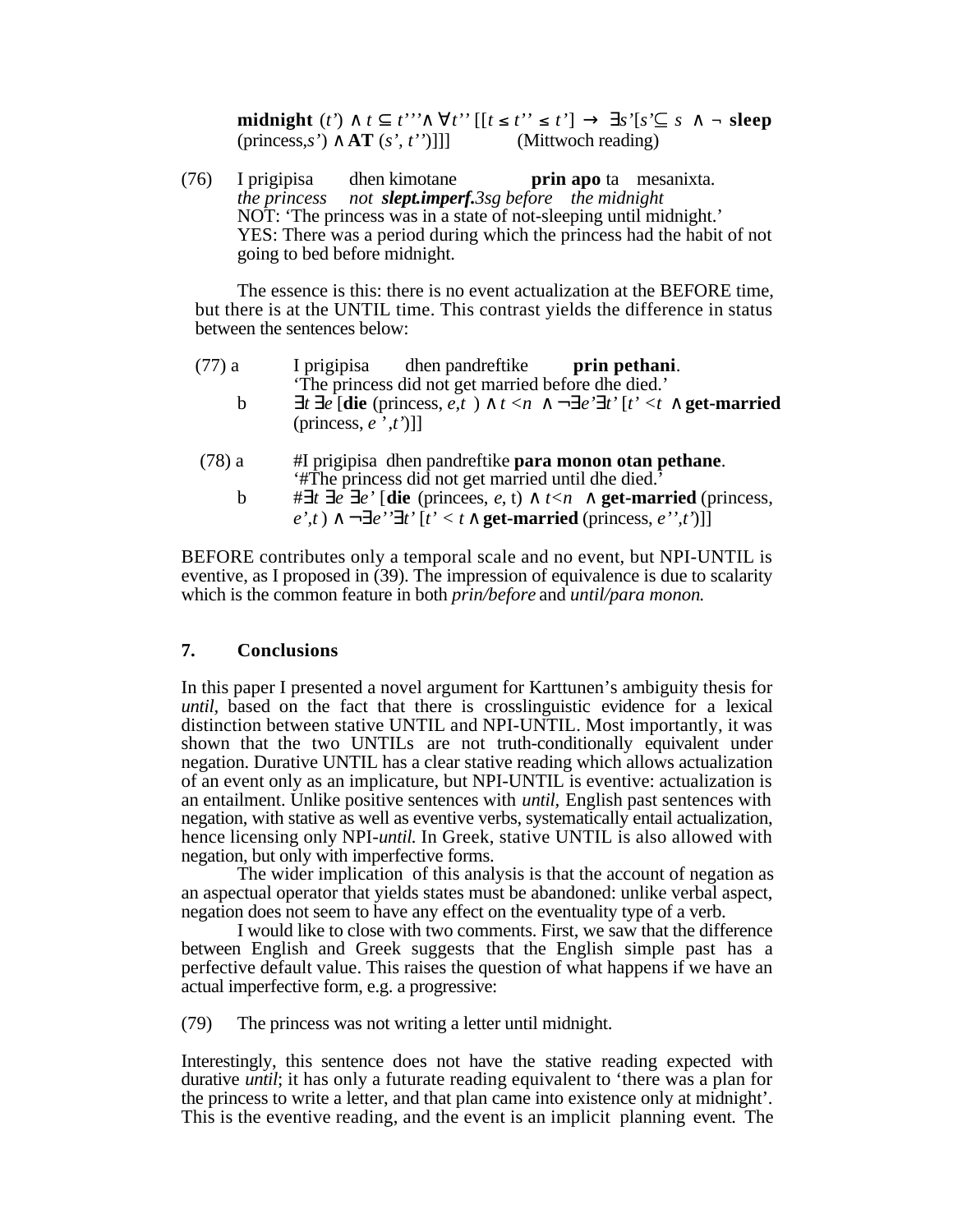**midnight** $(t') \wedge t \subseteq t''' \wedge \forall t'' [[t \leq t'' \leq t'] \rightarrow \exists s'[s' \subseteq s \wedge \neg$ **sleep** (princess,$s'$) $\wedge$ **AT** $(s', t'')]]]$ (Mittwoch reading)

(76) I prigipisa dhen kimotane **prin apo** ta mesanixta.
*the princess not* ***slept.imperf.****3sg before the midnight*
NOT: 'The princess was in a state of not-sleeping until midnight.'
YES: There was a period during which the princess had the habit of not going to bed before midnight.

The essence is this: there is no event actualization at the BEFORE time, but there is at the UNTIL time. This contrast yields the difference in status between the sentences below:

(77) a I prigipisa dhen pandreftike **prin pethani**.
'The princess did not get married before dhe died.'
b $\exists t \exists e$ [**die** (princess, $e,t$ ) $\wedge t < n \wedge \neg\exists e'\exists t' [t' < t \wedge$ **get-married** (princess, $e', t'$)]]

(78) a #I prigipisa dhen pandreftike **para monon otan pethane**.
'#The princess did not get married until dhe died.'
b $\#\exists t \exists e \exists e'$ [**die** (princees, $e$, t) $\wedge t<n \wedge$ **get-married** (princess, $e',t$) $\wedge \neg\exists e''\exists t' [t' < t \wedge$ **get-married** (princess, $e'',t'$)]]

BEFORE contributes only a temporal scale and no event, but NPI-UNTIL is eventive, as I proposed in (39). The impression of equivalence is due to scalarity which is the common feature in both *prin/before* and *until/para monon.*

## 7. Conclusions

In this paper I presented a novel argument for Karttunen's ambiguity thesis for *until*, based on the fact that there is crosslinguistic evidence for a lexical distinction between stative UNTIL and NPI-UNTIL. Most importantly, it was shown that the two UNTILs are not truth-conditionally equivalent under negation. Durative UNTIL has a clear stative reading which allows actualization of an event only as an implicature, but NPI-UNTIL is eventive: actualization is an entailment. Unlike positive sentences with *until*, English past sentences with negation, with stative as well as eventive verbs, systematically entail actualization, hence licensing only NPI-*until.* In Greek, stative UNTIL is also allowed with negation, but only with imperfective forms.

The wider implication of this analysis is that the account of negation as an aspectual operator that yields states must be abandoned: unlike verbal aspect, negation does not seem to have any effect on the eventuality type of a verb.

I would like to close with two comments. First, we saw that the difference between English and Greek suggests that the English simple past has a perfective default value. This raises the question of what happens if we have an actual imperfective form, e.g. a progressive:

(79) The princess was not writing a letter until midnight.

Interestingly, this sentence does not have the stative reading expected with durative *until*; it has only a futurate reading equivalent to 'there was a plan for the princess to write a letter, and that plan came into existence only at midnight'. This is the eventive reading, and the event is an implicit planning event. The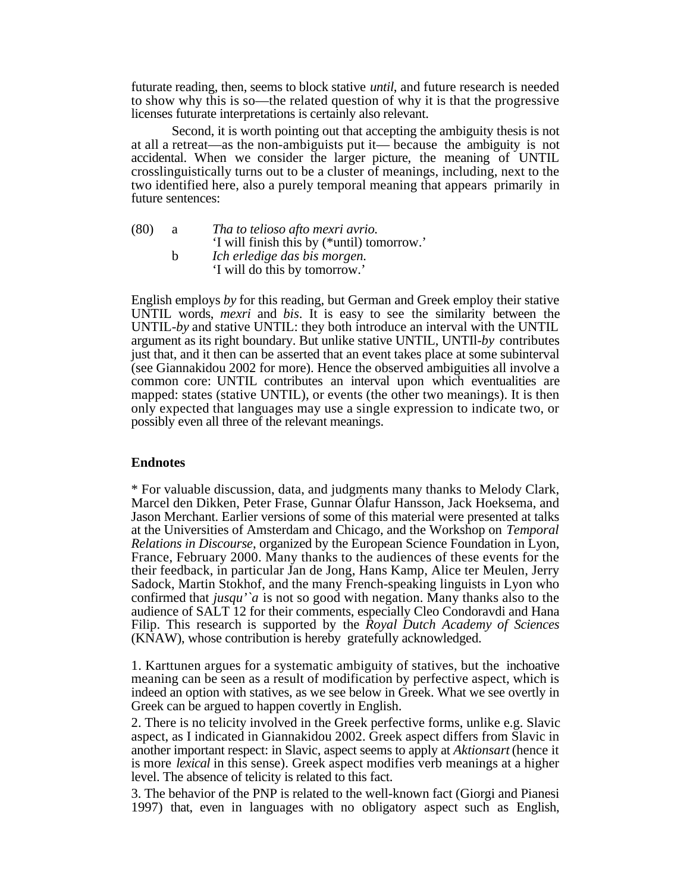futurate reading, then, seems to block stative *until*, and future research is needed to show why this is so—the related question of why it is that the progressive licenses futurate interpretations is certainly also relevant.

Second, it is worth pointing out that accepting the ambiguity thesis is not at all a retreat—as the non-ambiguists put it— because the ambiguity is not accidental. When we consider the larger picture, the meaning of UNTIL crosslinguistically turns out to be a cluster of meanings, including, next to the two identified here, also a purely temporal meaning that appears primarily in future sentences:

(80) a *Tha to telioso afto mexri avrio.*
'I will finish this by (*until) tomorrow.'
b *Ich erledige das bis morgen.*
'I will do this by tomorrow.'

English employs *by* for this reading, but German and Greek employ their stative UNTIL words, *mexri* and *bis*. It is easy to see the similarity between the UNTIL-*by* and stative UNTIL: they both introduce an interval with the UNTIL argument as its right boundary. But unlike stative UNTIL, UNTIl-*by* contributes just that, and it then can be asserted that an event takes place at some subinterval (see Giannakidou 2002 for more). Hence the observed ambiguities all involve a common core: UNTIL contributes an interval upon which eventualities are mapped: states (stative UNTIL), or events (the other two meanings). It is then only expected that languages may use a single expression to indicate two, or possibly even all three of the relevant meanings.

**Endnotes**

* For valuable discussion, data, and judgments many thanks to Melody Clark, Marcel den Dikken, Peter Frase, Gunnar Ólafur Hansson, Jack Hoeksema, and Jason Merchant. Earlier versions of some of this material were presented at talks at the Universities of Amsterdam and Chicago, and the Workshop on *Temporal Relations in Discourse*, organized by the European Science Foundation in Lyon, France, February 2000. Many thanks to the audiences of these events for the their feedback, in particular Jan de Jong, Hans Kamp, Alice ter Meulen, Jerry Sadock, Martin Stokhof, and the many French-speaking linguists in Lyon who confirmed that *jusqu'`a* is not so good with negation. Many thanks also to the audience of SALT 12 for their comments, especially Cleo Condoravdi and Hana Filip. This research is supported by the *Royal Dutch Academy of Sciences* (KNAW), whose contribution is hereby gratefully acknowledged.

1. Karttunen argues for a systematic ambiguity of statives, but the inchoative meaning can be seen as a result of modification by perfective aspect, which is indeed an option with statives, as we see below in Greek. What we see overtly in Greek can be argued to happen covertly in English.

2. There is no telicity involved in the Greek perfective forms, unlike e.g. Slavic aspect, as I indicated in Giannakidou 2002. Greek aspect differs from Slavic in another important respect: in Slavic, aspect seems to apply at *Aktionsart* (hence it is more *lexical* in this sense). Greek aspect modifies verb meanings at a higher level. The absence of telicity is related to this fact.

3. The behavior of the PNP is related to the well-known fact (Giorgi and Pianesi 1997) that, even in languages with no obligatory aspect such as English,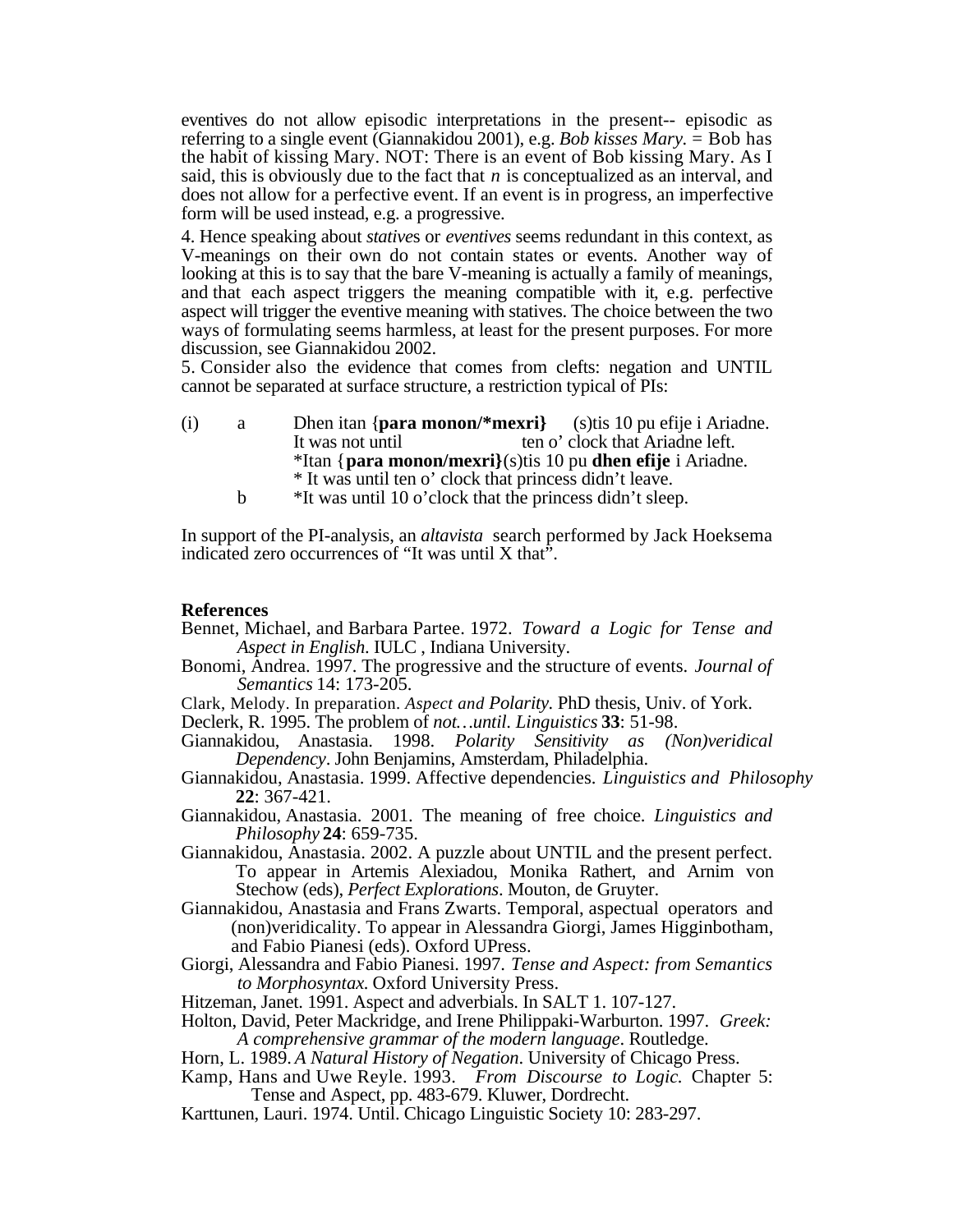eventives do not allow episodic interpretations in the present-- episodic as referring to a single event (Giannakidou 2001), e.g. *Bob kisses Mary.* = Bob has the habit of kissing Mary. NOT: There is an event of Bob kissing Mary. As I said, this is obviously due to the fact that *n* is conceptualized as an interval, and does not allow for a perfective event. If an event is in progress, an imperfective form will be used instead, e.g. a progressive.

4. Hence speaking about *statives* or *eventives* seems redundant in this context, as V-meanings on their own do not contain states or events. Another way of looking at this is to say that the bare V-meaning is actually a family of meanings, and that each aspect triggers the meaning compatible with it, e.g. perfective aspect will trigger the eventive meaning with statives. The choice between the two ways of formulating seems harmless, at least for the present purposes. For more discussion, see Giannakidou 2002.

5. Consider also the evidence that comes from clefts: negation and UNTIL cannot be separated at surface structure, a restriction typical of PIs:

(i) a Dhen itan {**para monon/*mexri}** (s)tis 10 pu efije i Ariadne.
It was not until ten o' clock that Ariadne left.
*Itan {**para monon/mexri}**(s)tis 10 pu **dhen efije** i Ariadne.
* It was until ten o' clock that princess didn't leave.

b *It was until 10 o'clock that the princess didn't sleep.

In support of the PI-analysis, an *altavista* search performed by Jack Hoeksema indicated zero occurrences of "It was until X that".

**References**

Bennet, Michael, and Barbara Partee. 1972. *Toward a Logic for Tense and Aspect in English*. IULC , Indiana University.

Bonomi, Andrea. 1997. The progressive and the structure of events. *Journal of Semantics* 14: 173-205.

Clark, Melody. In preparation. *Aspect and Polarity.* PhD thesis, Univ. of York.

Declerk, R. 1995. The problem of *not…until*. *Linguistics* **33**: 51-98.

Giannakidou, Anastasia. 1998. *Polarity Sensitivity as (Non)veridical Dependency*. John Benjamins, Amsterdam, Philadelphia.

Giannakidou, Anastasia. 1999. Affective dependencies. *Linguistics and Philosophy* **22**: 367-421.

Giannakidou, Anastasia. 2001. The meaning of free choice. *Linguistics and Philosophy* **24**: 659-735.

Giannakidou, Anastasia. 2002. A puzzle about UNTIL and the present perfect. To appear in Artemis Alexiadou, Monika Rathert, and Arnim von Stechow (eds), *Perfect Explorations*. Mouton, de Gruyter.

Giannakidou, Anastasia and Frans Zwarts. Temporal, aspectual operators and (non)veridicality. To appear in Alessandra Giorgi, James Higginbotham, and Fabio Pianesi (eds). Oxford UPress.

Giorgi, Alessandra and Fabio Pianesi. 1997. *Tense and Aspect: from Semantics to Morphosyntax.* Oxford University Press.

Hitzeman, Janet. 1991. Aspect and adverbials. In SALT 1. 107-127.

Holton, David, Peter Mackridge, and Irene Philippaki-Warburton. 1997. *Greek: A comprehensive grammar of the modern language*. Routledge.

Horn, L. 1989. *A Natural History of Negation*. University of Chicago Press.

Kamp, Hans and Uwe Reyle. 1993. *From Discourse to Logic.* Chapter 5: Tense and Aspect, pp. 483-679. Kluwer, Dordrecht.

Karttunen, Lauri. 1974. Until. Chicago Linguistic Society 10: 283-297.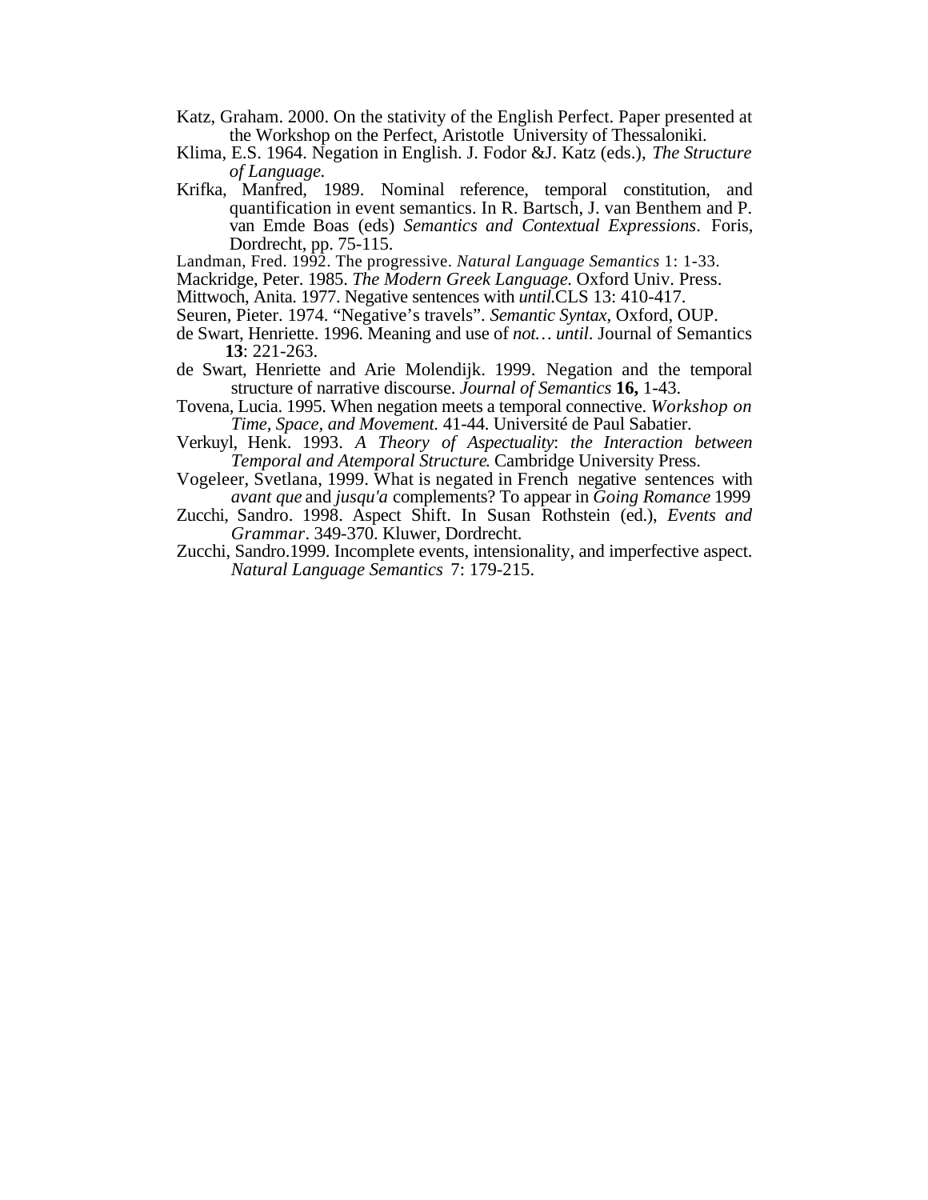Katz, Graham. 2000. On the stativity of the English Perfect. Paper presented at the Workshop on the Perfect, Aristotle University of Thessaloniki.

Klima, E.S. 1964. Negation in English. J. Fodor &J. Katz (eds.), *The Structure of Language.*

Krifka, Manfred, 1989. Nominal reference, temporal constitution, and quantification in event semantics. In R. Bartsch, J. van Benthem and P. van Emde Boas (eds) *Semantics and Contextual Expressions*. Foris, Dordrecht, pp. 75-115.

Landman, Fred. 1992. The progressive. *Natural Language Semantics* 1: 1-33.

Mackridge, Peter. 1985. *The Modern Greek Language.* Oxford Univ. Press.

Mittwoch, Anita. 1977. Negative sentences with *until.*CLS 13: 410-417.

Seuren, Pieter. 1974. "Negative's travels". *Semantic Syntax*, Oxford, OUP.

de Swart, Henriette. 1996. Meaning and use of *not… until*. Journal of Semantics **13**: 221-263.

de Swart, Henriette and Arie Molendijk. 1999. Negation and the temporal structure of narrative discourse. *Journal of Semantics* **16,** 1-43.

Tovena, Lucia. 1995. When negation meets a temporal connective. *Workshop on Time, Space, and Movement.* 41-44. Université de Paul Sabatier.

Verkuyl, Henk. 1993. *A Theory of Aspectuality*: *the Interaction between Temporal and Atemporal Structure*. Cambridge University Press.

Vogeleer, Svetlana, 1999. What is negated in French negative sentences with *avant que* and *jusqu'a* complements? To appear in *Going Romance* 1999

Zucchi, Sandro. 1998. Aspect Shift. In Susan Rothstein (ed.), *Events and Grammar*. 349-370. Kluwer, Dordrecht.

Zucchi, Sandro.1999. Incomplete events, intensionality, and imperfective aspect. *Natural Language Semantics* 7: 179-215.